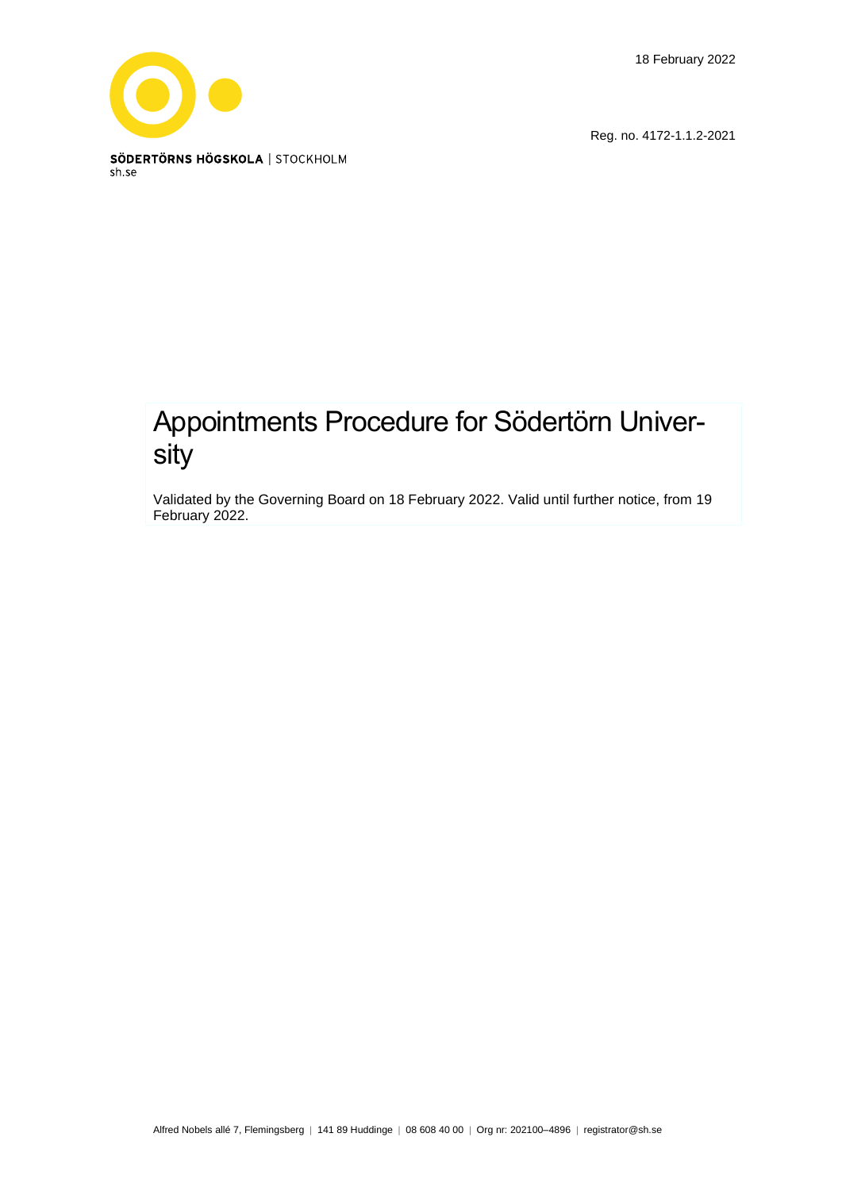18 February 2022

SÖDERTÖRNS HÖGSKOLA | STOCKHOLM
sh.se

Reg. no. 4172-1.1.2-2021

# Appointments Procedure for Södertörn University

Validated by the Governing Board on 18 February 2022. Valid until further notice, from 19 February 2022.

Alfred Nobels allé 7, Flemingsberg | 141 89 Huddinge | 08 608 40 00 | Org nr: 202100–4896 | registrator@sh.se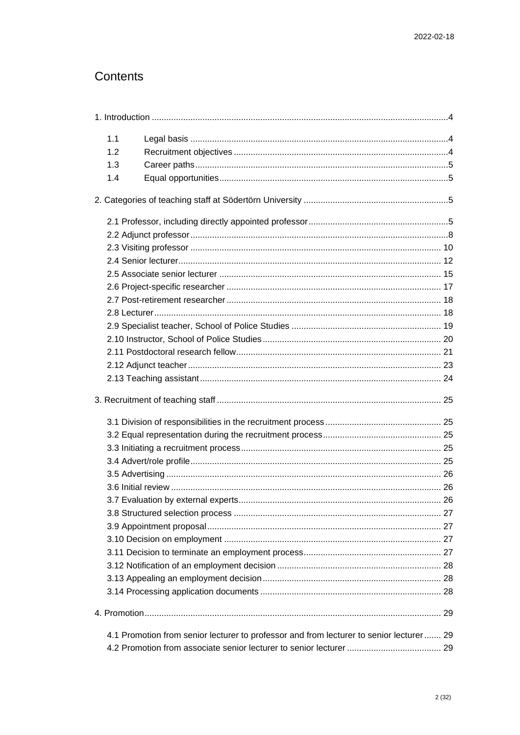# Contents

1. Introduction ....4
   - 1.1 Legal basis ....4
   - 1.2 Recruitment objectives ....4
   - 1.3 Career paths ....5
   - 1.4 Equal opportunities ....5
2. Categories of teaching staff at Södertörn University ....5
   - 2.1 Professor, including directly appointed professor ....5
   - 2.2 Adjunct professor ....8
   - 2.3 Visiting professor .... 10
   - 2.4 Senior lecturer .... 12
   - 2.5 Associate senior lecturer .... 15
   - 2.6 Project-specific researcher .... 17
   - 2.7 Post-retirement researcher .... 18
   - 2.8 Lecturer .... 18
   - 2.9 Specialist teacher, School of Police Studies .... 19
   - 2.10 Instructor, School of Police Studies .... 20
   - 2.11 Postdoctoral research fellow .... 21
   - 2.12 Adjunct teacher .... 23
   - 2.13 Teaching assistant .... 24
3. Recruitment of teaching staff .... 25
   - 3.1 Division of responsibilities in the recruitment process .... 25
   - 3.2 Equal representation during the recruitment process .... 25
   - 3.3 Initiating a recruitment process .... 25
   - 3.4 Advert/role profile .... 25
   - 3.5 Advertising .... 26
   - 3.6 Initial review .... 26
   - 3.7 Evaluation by external experts .... 26
   - 3.8 Structured selection process .... 27
   - 3.9 Appointment proposal .... 27
   - 3.10 Decision on employment .... 27
   - 3.11 Decision to terminate an employment process .... 27
   - 3.12 Notification of an employment decision .... 28
   - 3.13 Appealing an employment decision .... 28
   - 3.14 Processing application documents .... 28
4. Promotion .... 29
   - 4.1 Promotion from senior lecturer to professor and from lecturer to senior lecturer .... 29
   - 4.2 Promotion from associate senior lecturer to senior lecturer .... 29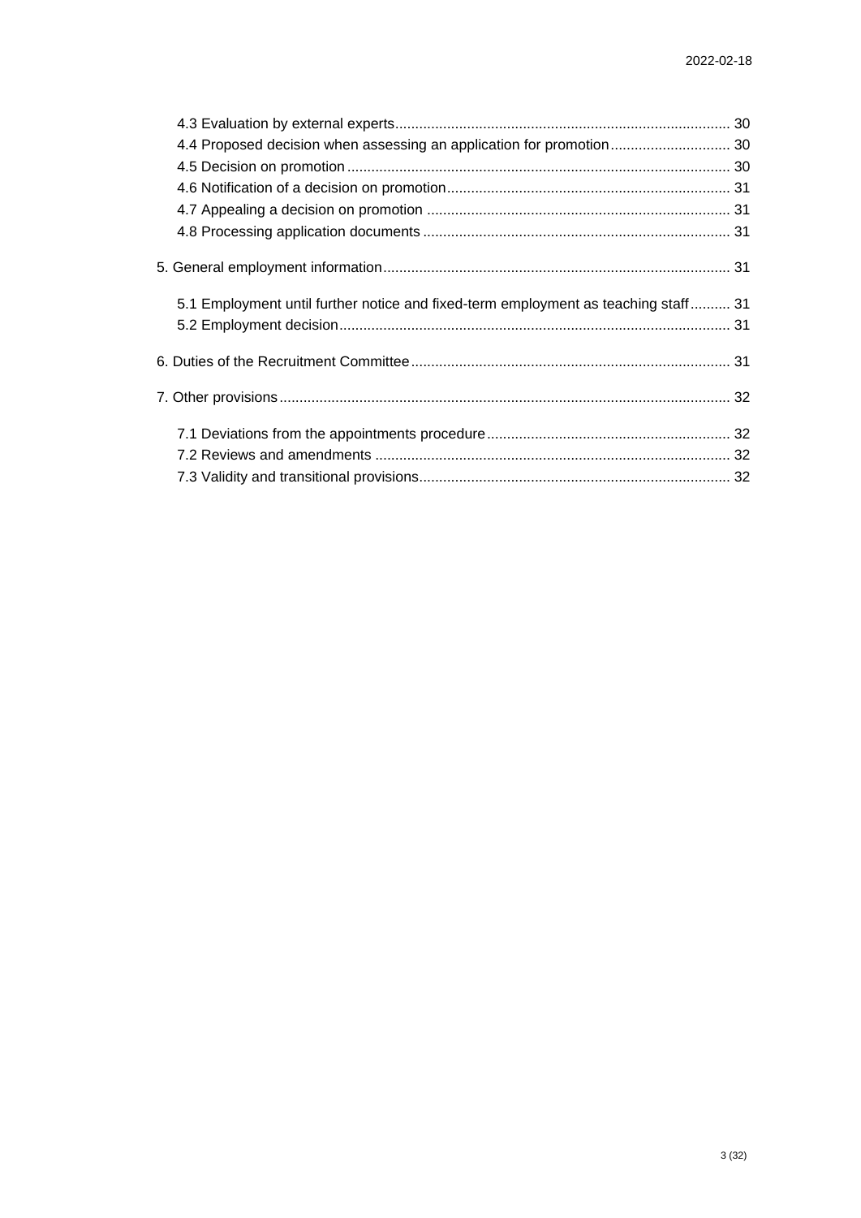4.3 Evaluation by external experts ... 30
4.4 Proposed decision when assessing an application for promotion ... 30
4.5 Decision on promotion ... 30
4.6 Notification of a decision on promotion ... 31
4.7 Appealing a decision on promotion ... 31
4.8 Processing application documents ... 31

5. General employment information ... 31

5.1 Employment until further notice and fixed-term employment as teaching staff ... 31
5.2 Employment decision ... 31

6. Duties of the Recruitment Committee ... 31

7. Other provisions ... 32

7.1 Deviations from the appointments procedure ... 32
7.2 Reviews and amendments ... 32
7.3 Validity and transitional provisions ... 32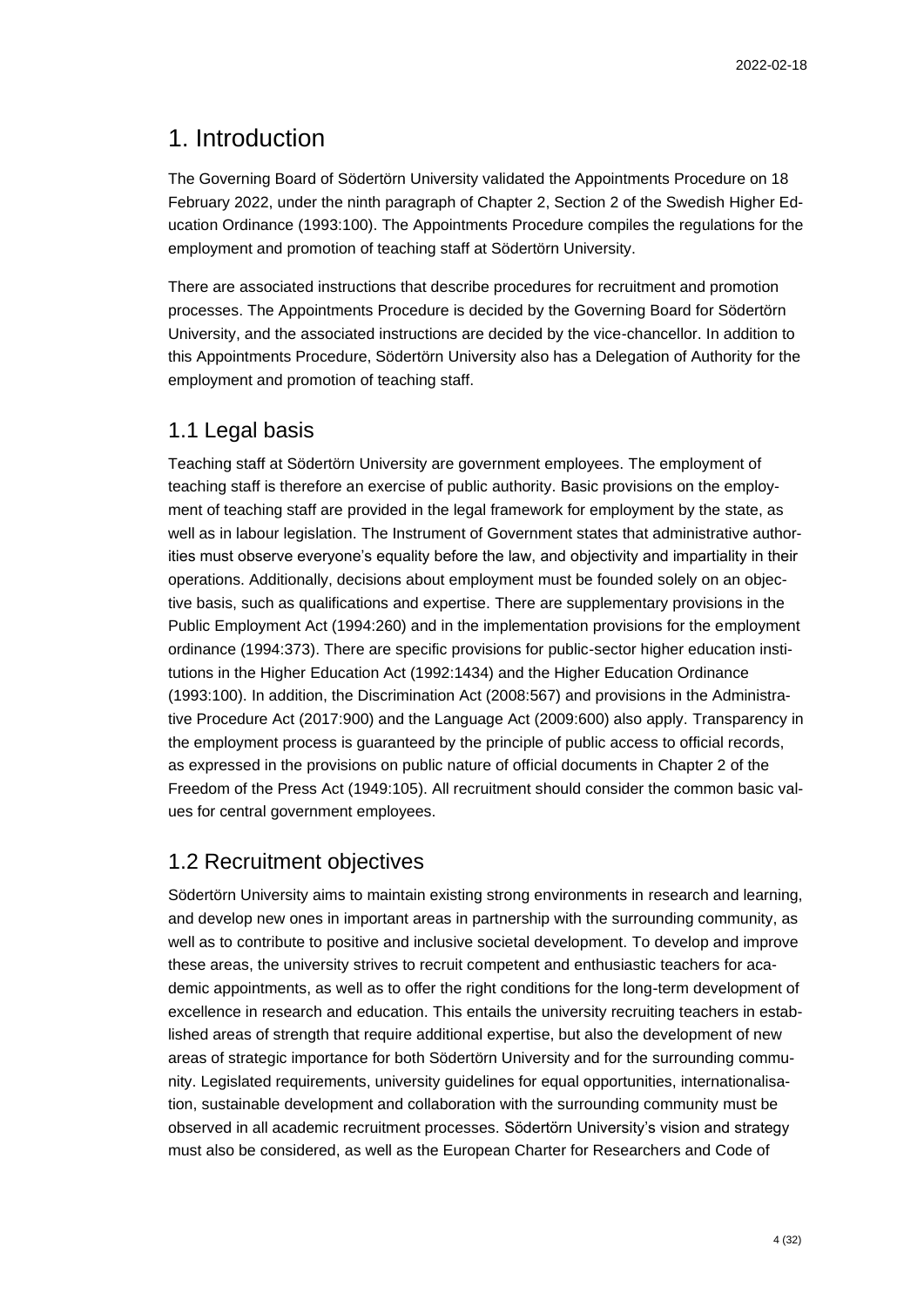# 1. Introduction

The Governing Board of Södertörn University validated the Appointments Procedure on 18 February 2022, under the ninth paragraph of Chapter 2, Section 2 of the Swedish Higher Education Ordinance (1993:100). The Appointments Procedure compiles the regulations for the employment and promotion of teaching staff at Södertörn University.

There are associated instructions that describe procedures for recruitment and promotion processes. The Appointments Procedure is decided by the Governing Board for Södertörn University, and the associated instructions are decided by the vice-chancellor. In addition to this Appointments Procedure, Södertörn University also has a Delegation of Authority for the employment and promotion of teaching staff.

## 1.1 Legal basis

Teaching staff at Södertörn University are government employees. The employment of teaching staff is therefore an exercise of public authority. Basic provisions on the employment of teaching staff are provided in the legal framework for employment by the state, as well as in labour legislation. The Instrument of Government states that administrative authorities must observe everyone's equality before the law, and objectivity and impartiality in their operations. Additionally, decisions about employment must be founded solely on an objective basis, such as qualifications and expertise. There are supplementary provisions in the Public Employment Act (1994:260) and in the implementation provisions for the employment ordinance (1994:373). There are specific provisions for public-sector higher education institutions in the Higher Education Act (1992:1434) and the Higher Education Ordinance (1993:100). In addition, the Discrimination Act (2008:567) and provisions in the Administrative Procedure Act (2017:900) and the Language Act (2009:600) also apply. Transparency in the employment process is guaranteed by the principle of public access to official records, as expressed in the provisions on public nature of official documents in Chapter 2 of the Freedom of the Press Act (1949:105). All recruitment should consider the common basic values for central government employees.

## 1.2 Recruitment objectives

Södertörn University aims to maintain existing strong environments in research and learning, and develop new ones in important areas in partnership with the surrounding community, as well as to contribute to positive and inclusive societal development. To develop and improve these areas, the university strives to recruit competent and enthusiastic teachers for academic appointments, as well as to offer the right conditions for the long-term development of excellence in research and education. This entails the university recruiting teachers in established areas of strength that require additional expertise, but also the development of new areas of strategic importance for both Södertörn University and for the surrounding community. Legislated requirements, university guidelines for equal opportunities, internationalisation, sustainable development and collaboration with the surrounding community must be observed in all academic recruitment processes. Södertörn University's vision and strategy must also be considered, as well as the European Charter for Researchers and Code of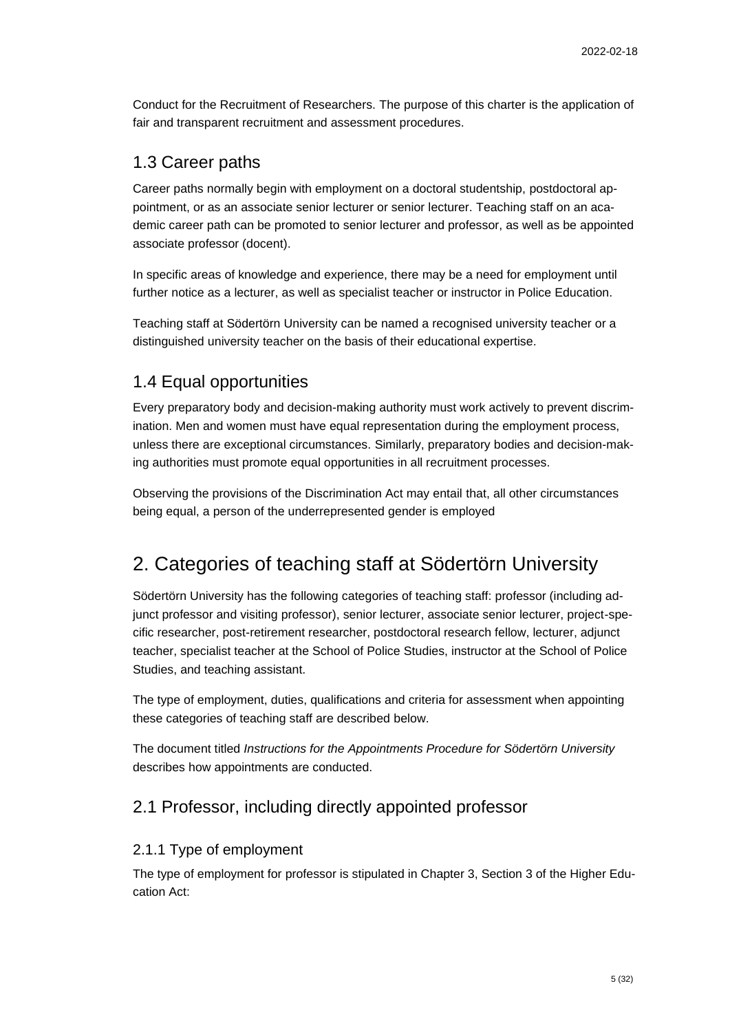Conduct for the Recruitment of Researchers. The purpose of this charter is the application of fair and transparent recruitment and assessment procedures.

## 1.3 Career paths

Career paths normally begin with employment on a doctoral studentship, postdoctoral appointment, or as an associate senior lecturer or senior lecturer. Teaching staff on an academic career path can be promoted to senior lecturer and professor, as well as be appointed associate professor (docent).

In specific areas of knowledge and experience, there may be a need for employment until further notice as a lecturer, as well as specialist teacher or instructor in Police Education.

Teaching staff at Södertörn University can be named a recognised university teacher or a distinguished university teacher on the basis of their educational expertise.

## 1.4 Equal opportunities

Every preparatory body and decision-making authority must work actively to prevent discrimination. Men and women must have equal representation during the employment process, unless there are exceptional circumstances. Similarly, preparatory bodies and decision-making authorities must promote equal opportunities in all recruitment processes.

Observing the provisions of the Discrimination Act may entail that, all other circumstances being equal, a person of the underrepresented gender is employed

# 2. Categories of teaching staff at Södertörn University

Södertörn University has the following categories of teaching staff: professor (including adjunct professor and visiting professor), senior lecturer, associate senior lecturer, project-specific researcher, post-retirement researcher, postdoctoral research fellow, lecturer, adjunct teacher, specialist teacher at the School of Police Studies, instructor at the School of Police Studies, and teaching assistant.

The type of employment, duties, qualifications and criteria for assessment when appointing these categories of teaching staff are described below.

The document titled *Instructions for the Appointments Procedure for Södertörn University* describes how appointments are conducted.

## 2.1 Professor, including directly appointed professor

### 2.1.1 Type of employment

The type of employment for professor is stipulated in Chapter 3, Section 3 of the Higher Education Act: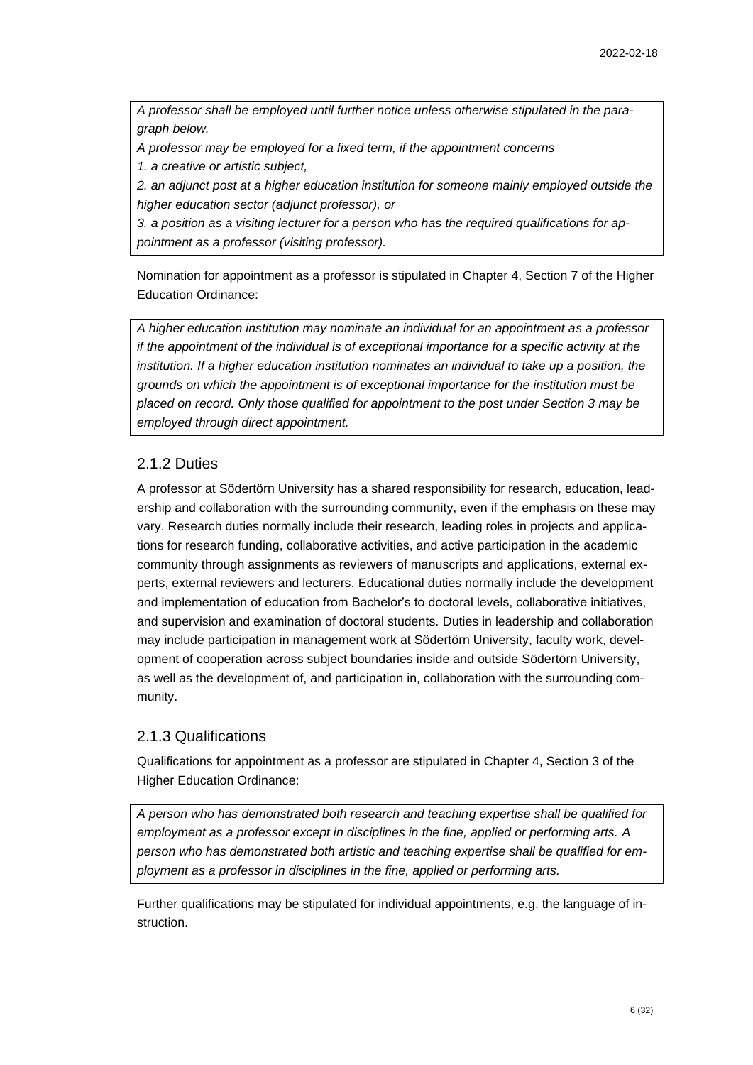*A professor shall be employed until further notice unless otherwise stipulated in the paragraph below.*

*A professor may be employed for a fixed term, if the appointment concerns*

*1. a creative or artistic subject,*

*2. an adjunct post at a higher education institution for someone mainly employed outside the higher education sector (adjunct professor), or*

*3. a position as a visiting lecturer for a person who has the required qualifications for appointment as a professor (visiting professor).*

Nomination for appointment as a professor is stipulated in Chapter 4, Section 7 of the Higher Education Ordinance:

*A higher education institution may nominate an individual for an appointment as a professor if the appointment of the individual is of exceptional importance for a specific activity at the institution. If a higher education institution nominates an individual to take up a position, the grounds on which the appointment is of exceptional importance for the institution must be placed on record. Only those qualified for appointment to the post under Section 3 may be employed through direct appointment.*

### 2.1.2 Duties

A professor at Södertörn University has a shared responsibility for research, education, leadership and collaboration with the surrounding community, even if the emphasis on these may vary. Research duties normally include their research, leading roles in projects and applications for research funding, collaborative activities, and active participation in the academic community through assignments as reviewers of manuscripts and applications, external experts, external reviewers and lecturers. Educational duties normally include the development and implementation of education from Bachelor's to doctoral levels, collaborative initiatives, and supervision and examination of doctoral students. Duties in leadership and collaboration may include participation in management work at Södertörn University, faculty work, development of cooperation across subject boundaries inside and outside Södertörn University, as well as the development of, and participation in, collaboration with the surrounding community.

### 2.1.3 Qualifications

Qualifications for appointment as a professor are stipulated in Chapter 4, Section 3 of the Higher Education Ordinance:

*A person who has demonstrated both research and teaching expertise shall be qualified for employment as a professor except in disciplines in the fine, applied or performing arts. A person who has demonstrated both artistic and teaching expertise shall be qualified for employment as a professor in disciplines in the fine, applied or performing arts.*

Further qualifications may be stipulated for individual appointments, e.g. the language of instruction.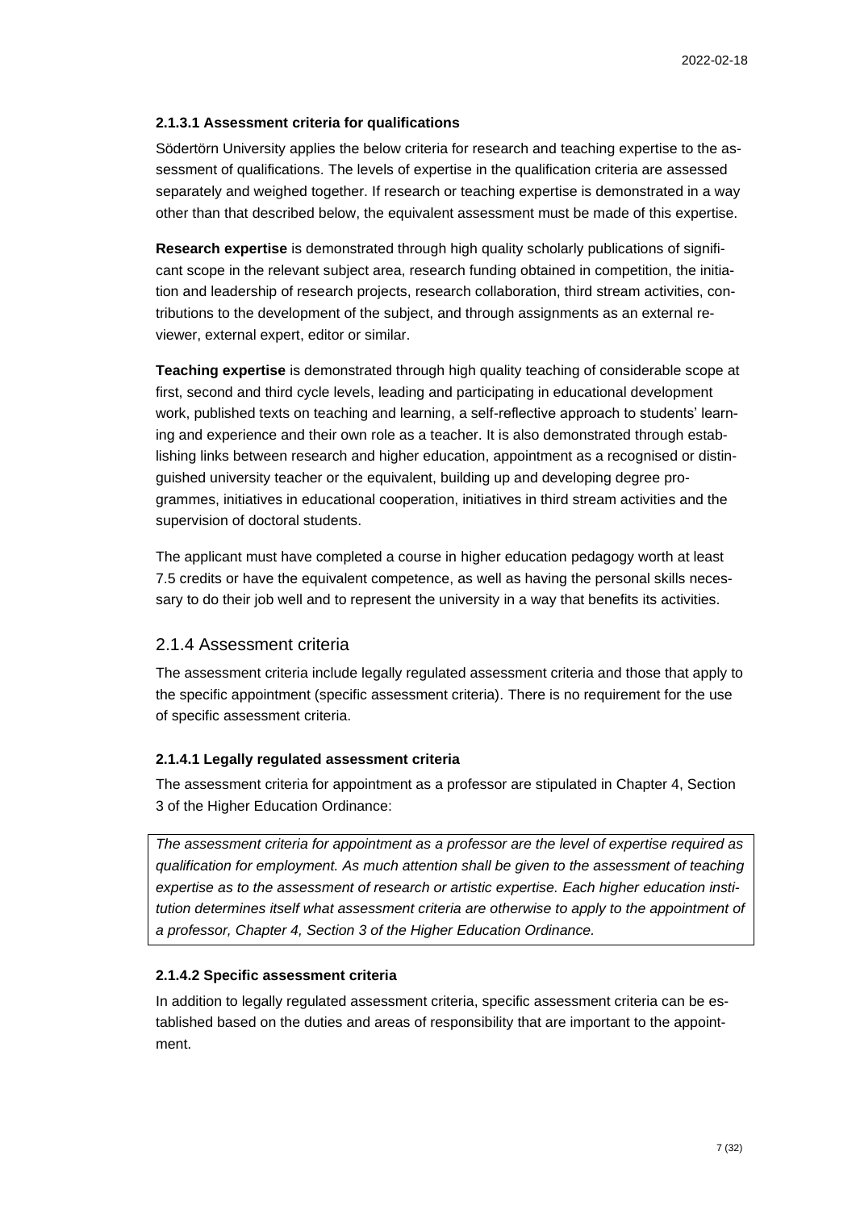#### 2.1.3.1 Assessment criteria for qualifications

Södertörn University applies the below criteria for research and teaching expertise to the assessment of qualifications. The levels of expertise in the qualification criteria are assessed separately and weighed together. If research or teaching expertise is demonstrated in a way other than that described below, the equivalent assessment must be made of this expertise.

**Research expertise** is demonstrated through high quality scholarly publications of significant scope in the relevant subject area, research funding obtained in competition, the initiation and leadership of research projects, research collaboration, third stream activities, contributions to the development of the subject, and through assignments as an external reviewer, external expert, editor or similar.

**Teaching expertise** is demonstrated through high quality teaching of considerable scope at first, second and third cycle levels, leading and participating in educational development work, published texts on teaching and learning, a self-reflective approach to students' learning and experience and their own role as a teacher. It is also demonstrated through establishing links between research and higher education, appointment as a recognised or distinguished university teacher or the equivalent, building up and developing degree programmes, initiatives in educational cooperation, initiatives in third stream activities and the supervision of doctoral students.

The applicant must have completed a course in higher education pedagogy worth at least 7.5 credits or have the equivalent competence, as well as having the personal skills necessary to do their job well and to represent the university in a way that benefits its activities.

### 2.1.4 Assessment criteria

The assessment criteria include legally regulated assessment criteria and those that apply to the specific appointment (specific assessment criteria). There is no requirement for the use of specific assessment criteria.

#### 2.1.4.1 Legally regulated assessment criteria

The assessment criteria for appointment as a professor are stipulated in Chapter 4, Section 3 of the Higher Education Ordinance:

> *The assessment criteria for appointment as a professor are the level of expertise required as qualification for employment. As much attention shall be given to the assessment of teaching expertise as to the assessment of research or artistic expertise. Each higher education institution determines itself what assessment criteria are otherwise to apply to the appointment of a professor, Chapter 4, Section 3 of the Higher Education Ordinance.*

#### 2.1.4.2 Specific assessment criteria

In addition to legally regulated assessment criteria, specific assessment criteria can be established based on the duties and areas of responsibility that are important to the appointment.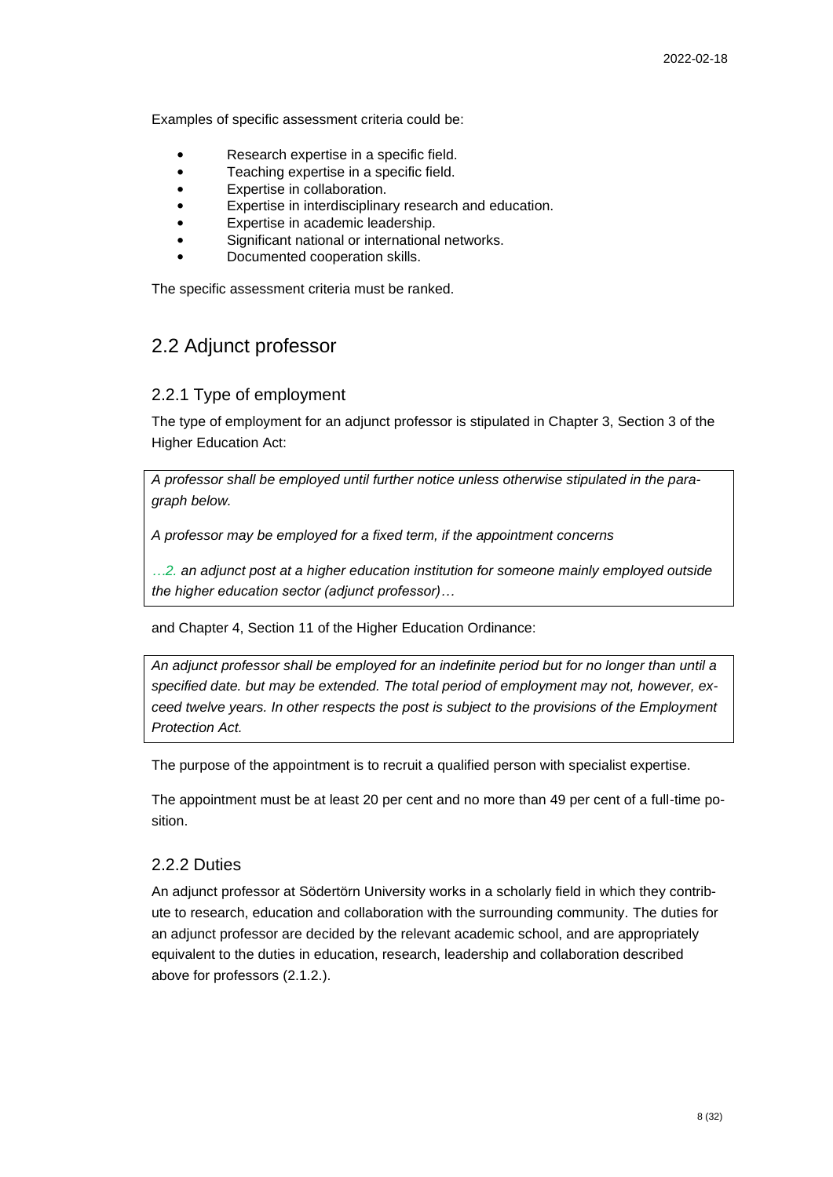Examples of specific assessment criteria could be:

- Research expertise in a specific field.
- Teaching expertise in a specific field.
- Expertise in collaboration.
- Expertise in interdisciplinary research and education.
- Expertise in academic leadership.
- Significant national or international networks.
- Documented cooperation skills.

The specific assessment criteria must be ranked.

## 2.2 Adjunct professor

### 2.2.1 Type of employment

The type of employment for an adjunct professor is stipulated in Chapter 3, Section 3 of the Higher Education Act:

> *A professor shall be employed until further notice unless otherwise stipulated in the paragraph below.*
>
> *A professor may be employed for a fixed term, if the appointment concerns*
>
> *…2. an adjunct post at a higher education institution for someone mainly employed outside the higher education sector (adjunct professor)…*

and Chapter 4, Section 11 of the Higher Education Ordinance:

> *An adjunct professor shall be employed for an indefinite period but for no longer than until a specified date. but may be extended. The total period of employment may not, however, exceed twelve years. In other respects the post is subject to the provisions of the Employment Protection Act.*

The purpose of the appointment is to recruit a qualified person with specialist expertise.

The appointment must be at least 20 per cent and no more than 49 per cent of a full-time position.

### 2.2.2 Duties

An adjunct professor at Södertörn University works in a scholarly field in which they contribute to research, education and collaboration with the surrounding community. The duties for an adjunct professor are decided by the relevant academic school, and are appropriately equivalent to the duties in education, research, leadership and collaboration described above for professors (2.1.2.).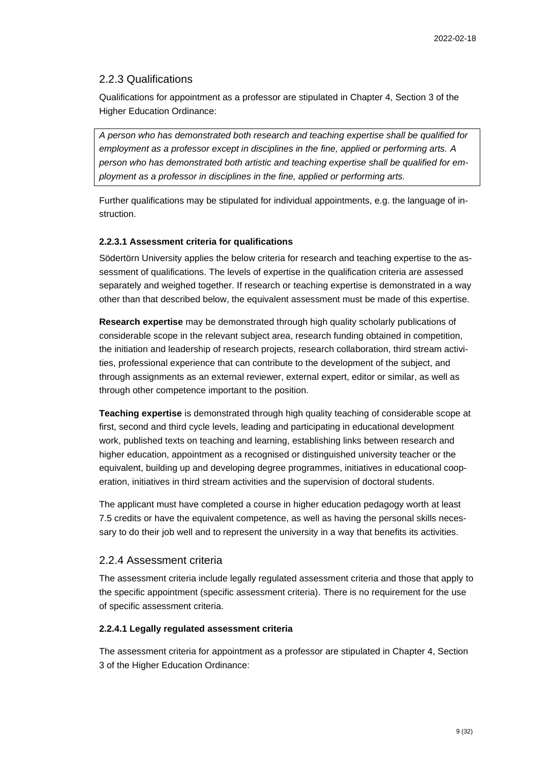### 2.2.3 Qualifications

Qualifications for appointment as a professor are stipulated in Chapter 4, Section 3 of the Higher Education Ordinance:

> *A person who has demonstrated both research and teaching expertise shall be qualified for employment as a professor except in disciplines in the fine, applied or performing arts. A person who has demonstrated both artistic and teaching expertise shall be qualified for employment as a professor in disciplines in the fine, applied or performing arts.*

Further qualifications may be stipulated for individual appointments, e.g. the language of instruction.

#### 2.2.3.1 Assessment criteria for qualifications

Södertörn University applies the below criteria for research and teaching expertise to the assessment of qualifications. The levels of expertise in the qualification criteria are assessed separately and weighed together. If research or teaching expertise is demonstrated in a way other than that described below, the equivalent assessment must be made of this expertise.

**Research expertise** may be demonstrated through high quality scholarly publications of considerable scope in the relevant subject area, research funding obtained in competition, the initiation and leadership of research projects, research collaboration, third stream activities, professional experience that can contribute to the development of the subject, and through assignments as an external reviewer, external expert, editor or similar, as well as through other competence important to the position.

**Teaching expertise** is demonstrated through high quality teaching of considerable scope at first, second and third cycle levels, leading and participating in educational development work, published texts on teaching and learning, establishing links between research and higher education, appointment as a recognised or distinguished university teacher or the equivalent, building up and developing degree programmes, initiatives in educational cooperation, initiatives in third stream activities and the supervision of doctoral students.

The applicant must have completed a course in higher education pedagogy worth at least 7.5 credits or have the equivalent competence, as well as having the personal skills necessary to do their job well and to represent the university in a way that benefits its activities.

### 2.2.4 Assessment criteria

The assessment criteria include legally regulated assessment criteria and those that apply to the specific appointment (specific assessment criteria). There is no requirement for the use of specific assessment criteria.

#### 2.2.4.1 Legally regulated assessment criteria

The assessment criteria for appointment as a professor are stipulated in Chapter 4, Section 3 of the Higher Education Ordinance: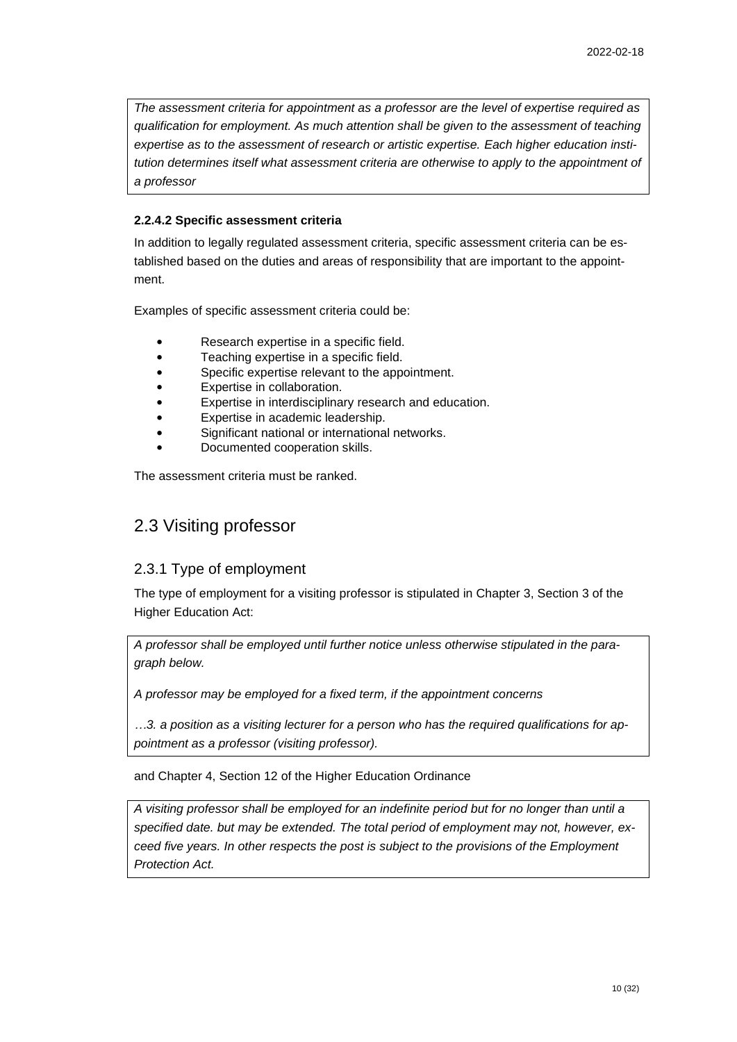*The assessment criteria for appointment as a professor are the level of expertise required as qualification for employment. As much attention shall be given to the assessment of teaching expertise as to the assessment of research or artistic expertise. Each higher education institution determines itself what assessment criteria are otherwise to apply to the appointment of a professor*

#### 2.2.4.2 Specific assessment criteria

In addition to legally regulated assessment criteria, specific assessment criteria can be established based on the duties and areas of responsibility that are important to the appointment.

Examples of specific assessment criteria could be:

- Research expertise in a specific field.
- Teaching expertise in a specific field.
- Specific expertise relevant to the appointment.
- Expertise in collaboration.
- Expertise in interdisciplinary research and education.
- Expertise in academic leadership.
- Significant national or international networks.
- Documented cooperation skills.

The assessment criteria must be ranked.

## 2.3 Visiting professor

### 2.3.1 Type of employment

The type of employment for a visiting professor is stipulated in Chapter 3, Section 3 of the Higher Education Act:

*A professor shall be employed until further notice unless otherwise stipulated in the paragraph below.*

*A professor may be employed for a fixed term, if the appointment concerns*

*…3. a position as a visiting lecturer for a person who has the required qualifications for appointment as a professor (visiting professor).*

and Chapter 4, Section 12 of the Higher Education Ordinance

*A visiting professor shall be employed for an indefinite period but for no longer than until a specified date. but may be extended. The total period of employment may not, however, exceed five years. In other respects the post is subject to the provisions of the Employment Protection Act.*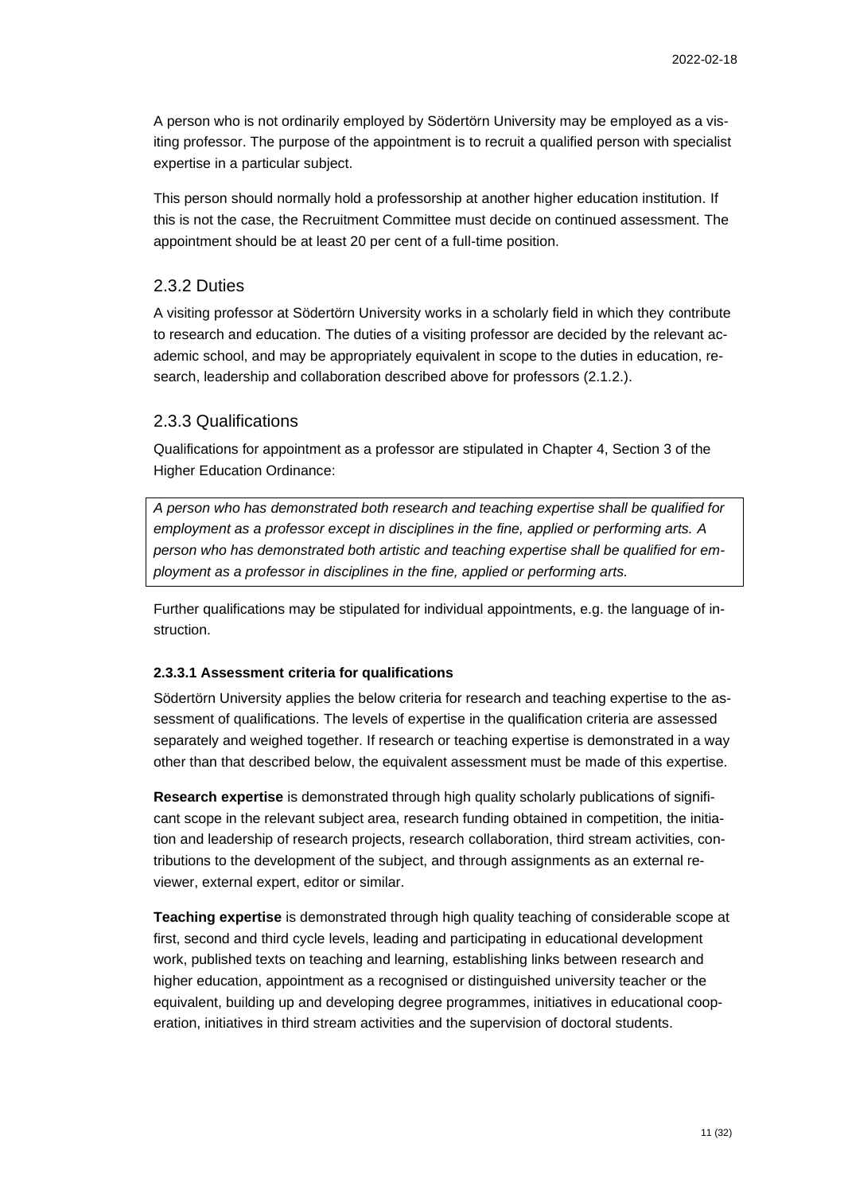A person who is not ordinarily employed by Södertörn University may be employed as a visiting professor. The purpose of the appointment is to recruit a qualified person with specialist expertise in a particular subject.

This person should normally hold a professorship at another higher education institution. If this is not the case, the Recruitment Committee must decide on continued assessment. The appointment should be at least 20 per cent of a full-time position.

### 2.3.2 Duties

A visiting professor at Södertörn University works in a scholarly field in which they contribute to research and education. The duties of a visiting professor are decided by the relevant academic school, and may be appropriately equivalent in scope to the duties in education, research, leadership and collaboration described above for professors (2.1.2.).

### 2.3.3 Qualifications

Qualifications for appointment as a professor are stipulated in Chapter 4, Section 3 of the Higher Education Ordinance:

> *A person who has demonstrated both research and teaching expertise shall be qualified for employment as a professor except in disciplines in the fine, applied or performing arts. A person who has demonstrated both artistic and teaching expertise shall be qualified for employment as a professor in disciplines in the fine, applied or performing arts.*

Further qualifications may be stipulated for individual appointments, e.g. the language of instruction.

#### 2.3.3.1 Assessment criteria for qualifications

Södertörn University applies the below criteria for research and teaching expertise to the assessment of qualifications. The levels of expertise in the qualification criteria are assessed separately and weighed together. If research or teaching expertise is demonstrated in a way other than that described below, the equivalent assessment must be made of this expertise.

**Research expertise** is demonstrated through high quality scholarly publications of significant scope in the relevant subject area, research funding obtained in competition, the initiation and leadership of research projects, research collaboration, third stream activities, contributions to the development of the subject, and through assignments as an external reviewer, external expert, editor or similar.

**Teaching expertise** is demonstrated through high quality teaching of considerable scope at first, second and third cycle levels, leading and participating in educational development work, published texts on teaching and learning, establishing links between research and higher education, appointment as a recognised or distinguished university teacher or the equivalent, building up and developing degree programmes, initiatives in educational cooperation, initiatives in third stream activities and the supervision of doctoral students.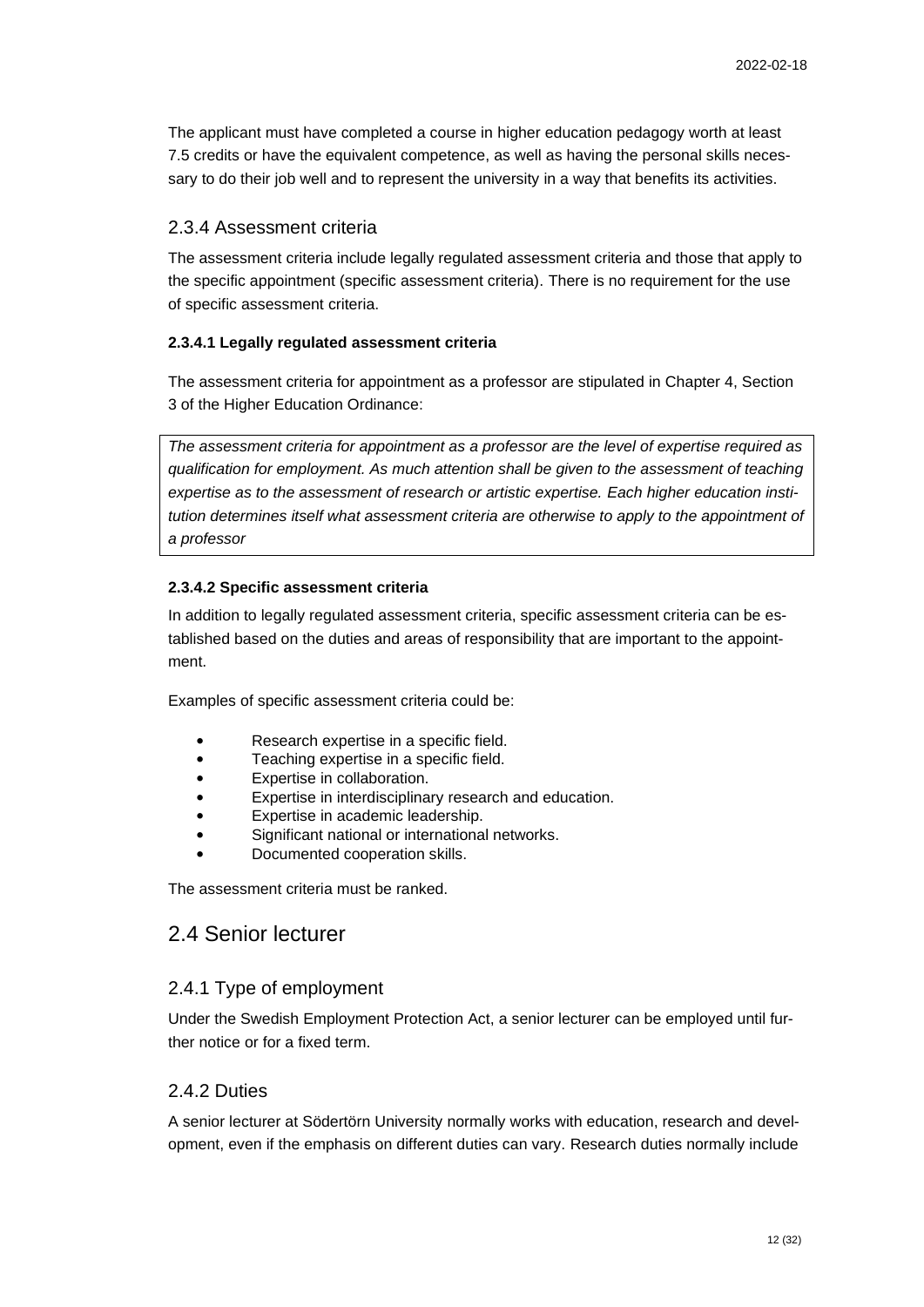The applicant must have completed a course in higher education pedagogy worth at least 7.5 credits or have the equivalent competence, as well as having the personal skills necessary to do their job well and to represent the university in a way that benefits its activities.

### 2.3.4 Assessment criteria

The assessment criteria include legally regulated assessment criteria and those that apply to the specific appointment (specific assessment criteria). There is no requirement for the use of specific assessment criteria.

#### 2.3.4.1 Legally regulated assessment criteria

The assessment criteria for appointment as a professor are stipulated in Chapter 4, Section 3 of the Higher Education Ordinance:

> *The assessment criteria for appointment as a professor are the level of expertise required as qualification for employment. As much attention shall be given to the assessment of teaching expertise as to the assessment of research or artistic expertise. Each higher education institution determines itself what assessment criteria are otherwise to apply to the appointment of a professor*

#### 2.3.4.2 Specific assessment criteria

In addition to legally regulated assessment criteria, specific assessment criteria can be established based on the duties and areas of responsibility that are important to the appointment.

Examples of specific assessment criteria could be:

- Research expertise in a specific field.
- Teaching expertise in a specific field.
- Expertise in collaboration.
- Expertise in interdisciplinary research and education.
- Expertise in academic leadership.
- Significant national or international networks.
- Documented cooperation skills.

The assessment criteria must be ranked.

## 2.4 Senior lecturer

### 2.4.1 Type of employment

Under the Swedish Employment Protection Act, a senior lecturer can be employed until further notice or for a fixed term.

### 2.4.2 Duties

A senior lecturer at Södertörn University normally works with education, research and development, even if the emphasis on different duties can vary. Research duties normally include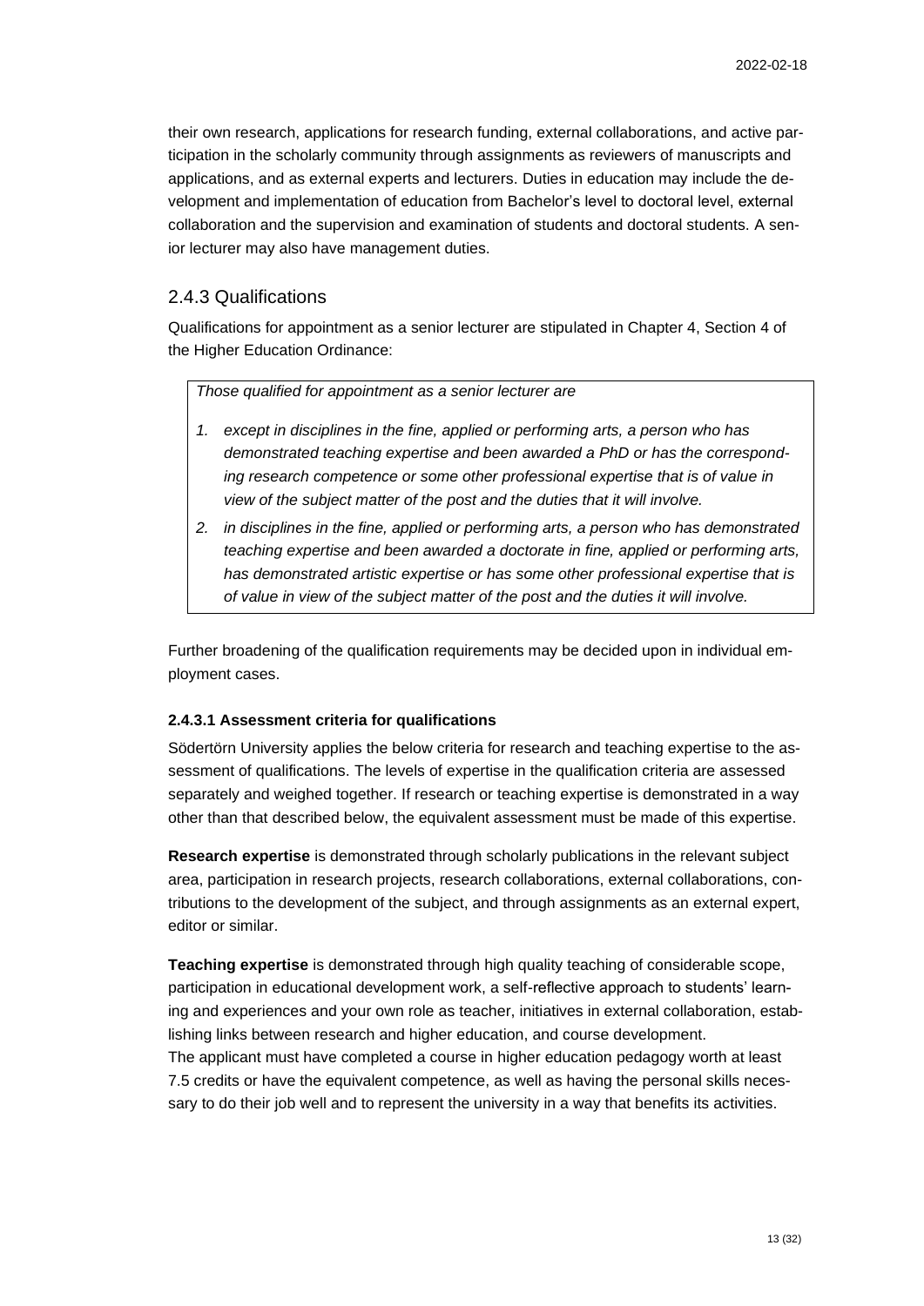their own research, applications for research funding, external collaborations, and active participation in the scholarly community through assignments as reviewers of manuscripts and applications, and as external experts and lecturers. Duties in education may include the development and implementation of education from Bachelor's level to doctoral level, external collaboration and the supervision and examination of students and doctoral students. A senior lecturer may also have management duties.

## 2.4.3 Qualifications

Qualifications for appointment as a senior lecturer are stipulated in Chapter 4, Section 4 of the Higher Education Ordinance:

> *Those qualified for appointment as a senior lecturer are*
>
> 1. *except in disciplines in the fine, applied or performing arts, a person who has demonstrated teaching expertise and been awarded a PhD or has the corresponding research competence or some other professional expertise that is of value in view of the subject matter of the post and the duties that it will involve.*
> 2. *in disciplines in the fine, applied or performing arts, a person who has demonstrated teaching expertise and been awarded a doctorate in fine, applied or performing arts, has demonstrated artistic expertise or has some other professional expertise that is of value in view of the subject matter of the post and the duties it will involve.*

Further broadening of the qualification requirements may be decided upon in individual employment cases.

#### 2.4.3.1 Assessment criteria for qualifications

Södertörn University applies the below criteria for research and teaching expertise to the assessment of qualifications. The levels of expertise in the qualification criteria are assessed separately and weighed together. If research or teaching expertise is demonstrated in a way other than that described below, the equivalent assessment must be made of this expertise.

**Research expertise** is demonstrated through scholarly publications in the relevant subject area, participation in research projects, research collaborations, external collaborations, contributions to the development of the subject, and through assignments as an external expert, editor or similar.

**Teaching expertise** is demonstrated through high quality teaching of considerable scope, participation in educational development work, a self-reflective approach to students' learning and experiences and your own role as teacher, initiatives in external collaboration, establishing links between research and higher education, and course development.
The applicant must have completed a course in higher education pedagogy worth at least 7.5 credits or have the equivalent competence, as well as having the personal skills necessary to do their job well and to represent the university in a way that benefits its activities.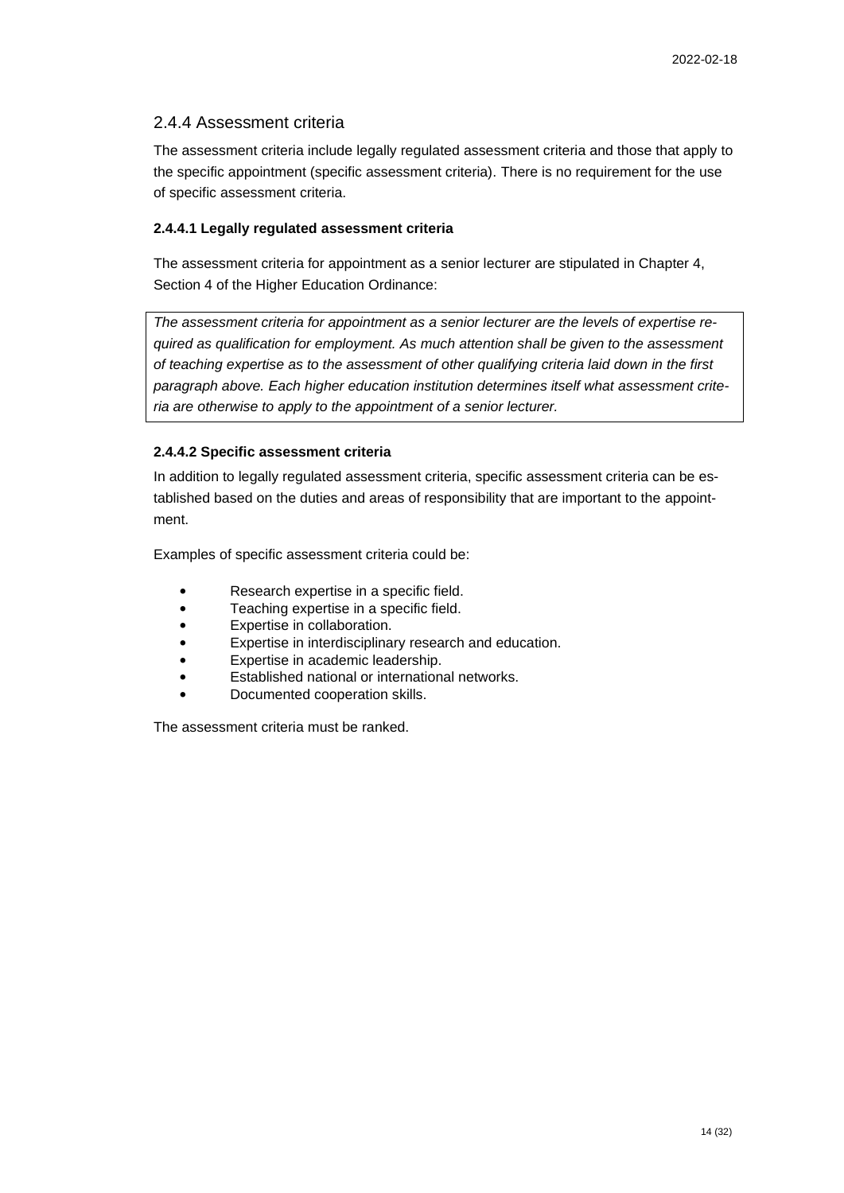## 2.4.4 Assessment criteria

The assessment criteria include legally regulated assessment criteria and those that apply to the specific appointment (specific assessment criteria). There is no requirement for the use of specific assessment criteria.

### 2.4.4.1 Legally regulated assessment criteria

The assessment criteria for appointment as a senior lecturer are stipulated in Chapter 4, Section 4 of the Higher Education Ordinance:

> *The assessment criteria for appointment as a senior lecturer are the levels of expertise required as qualification for employment. As much attention shall be given to the assessment of teaching expertise as to the assessment of other qualifying criteria laid down in the first paragraph above. Each higher education institution determines itself what assessment criteria are otherwise to apply to the appointment of a senior lecturer.*

### 2.4.4.2 Specific assessment criteria

In addition to legally regulated assessment criteria, specific assessment criteria can be established based on the duties and areas of responsibility that are important to the appointment.

Examples of specific assessment criteria could be:

- Research expertise in a specific field.
- Teaching expertise in a specific field.
- Expertise in collaboration.
- Expertise in interdisciplinary research and education.
- Expertise in academic leadership.
- Established national or international networks.
- Documented cooperation skills.

The assessment criteria must be ranked.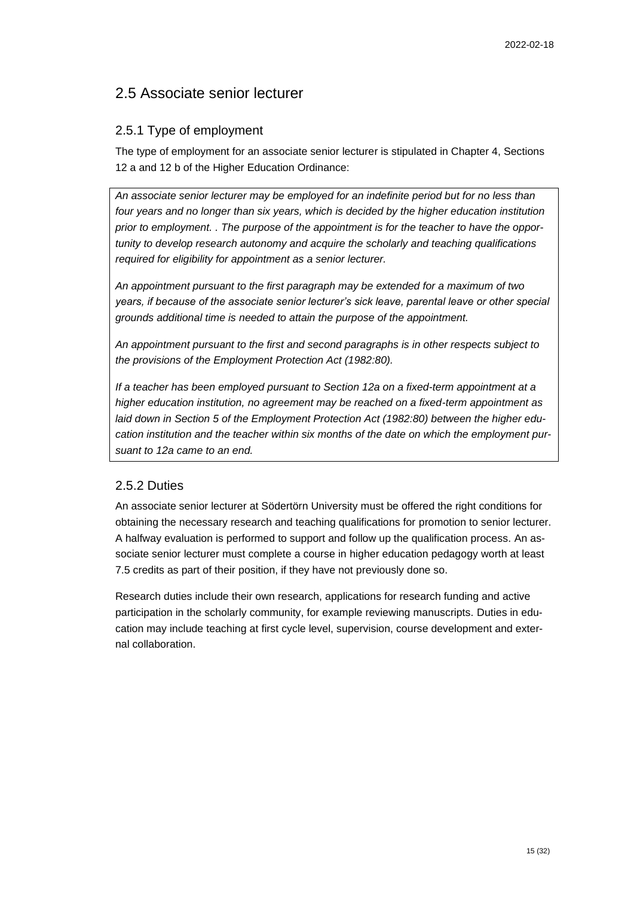## 2.5 Associate senior lecturer

### 2.5.1 Type of employment

The type of employment for an associate senior lecturer is stipulated in Chapter 4, Sections 12 a and 12 b of the Higher Education Ordinance:

> *An associate senior lecturer may be employed for an indefinite period but for no less than four years and no longer than six years, which is decided by the higher education institution prior to employment. . The purpose of the appointment is for the teacher to have the opportunity to develop research autonomy and acquire the scholarly and teaching qualifications required for eligibility for appointment as a senior lecturer.*
>
> *An appointment pursuant to the first paragraph may be extended for a maximum of two years, if because of the associate senior lecturer's sick leave, parental leave or other special grounds additional time is needed to attain the purpose of the appointment.*
>
> *An appointment pursuant to the first and second paragraphs is in other respects subject to the provisions of the Employment Protection Act (1982:80).*
>
> *If a teacher has been employed pursuant to Section 12a on a fixed-term appointment at a higher education institution, no agreement may be reached on a fixed-term appointment as laid down in Section 5 of the Employment Protection Act (1982:80) between the higher education institution and the teacher within six months of the date on which the employment pursuant to 12a came to an end.*

### 2.5.2 Duties

An associate senior lecturer at Södertörn University must be offered the right conditions for obtaining the necessary research and teaching qualifications for promotion to senior lecturer. A halfway evaluation is performed to support and follow up the qualification process. An associate senior lecturer must complete a course in higher education pedagogy worth at least 7.5 credits as part of their position, if they have not previously done so.

Research duties include their own research, applications for research funding and active participation in the scholarly community, for example reviewing manuscripts. Duties in education may include teaching at first cycle level, supervision, course development and external collaboration.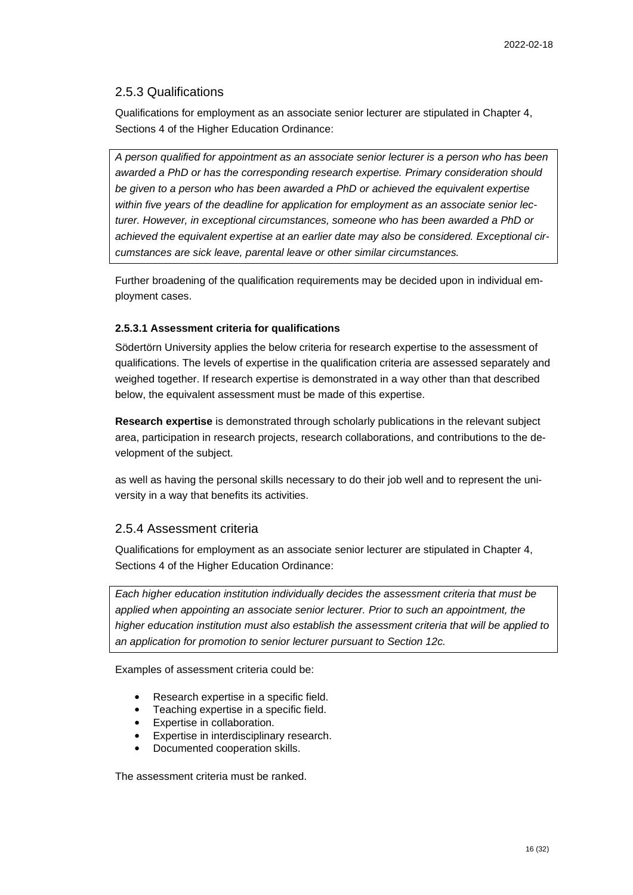## 2.5.3 Qualifications

Qualifications for employment as an associate senior lecturer are stipulated in Chapter 4, Sections 4 of the Higher Education Ordinance:

> *A person qualified for appointment as an associate senior lecturer is a person who has been awarded a PhD or has the corresponding research expertise. Primary consideration should be given to a person who has been awarded a PhD or achieved the equivalent expertise within five years of the deadline for application for employment as an associate senior lecturer. However, in exceptional circumstances, someone who has been awarded a PhD or achieved the equivalent expertise at an earlier date may also be considered. Exceptional circumstances are sick leave, parental leave or other similar circumstances.*

Further broadening of the qualification requirements may be decided upon in individual employment cases.

#### 2.5.3.1 Assessment criteria for qualifications

Södertörn University applies the below criteria for research expertise to the assessment of qualifications. The levels of expertise in the qualification criteria are assessed separately and weighed together. If research expertise is demonstrated in a way other than that described below, the equivalent assessment must be made of this expertise.

**Research expertise** is demonstrated through scholarly publications in the relevant subject area, participation in research projects, research collaborations, and contributions to the development of the subject.

as well as having the personal skills necessary to do their job well and to represent the university in a way that benefits its activities.

## 2.5.4 Assessment criteria

Qualifications for employment as an associate senior lecturer are stipulated in Chapter 4, Sections 4 of the Higher Education Ordinance:

> *Each higher education institution individually decides the assessment criteria that must be applied when appointing an associate senior lecturer. Prior to such an appointment, the higher education institution must also establish the assessment criteria that will be applied to an application for promotion to senior lecturer pursuant to Section 12c.*

Examples of assessment criteria could be:

- Research expertise in a specific field.
- Teaching expertise in a specific field.
- Expertise in collaboration.
- Expertise in interdisciplinary research.
- Documented cooperation skills.

The assessment criteria must be ranked.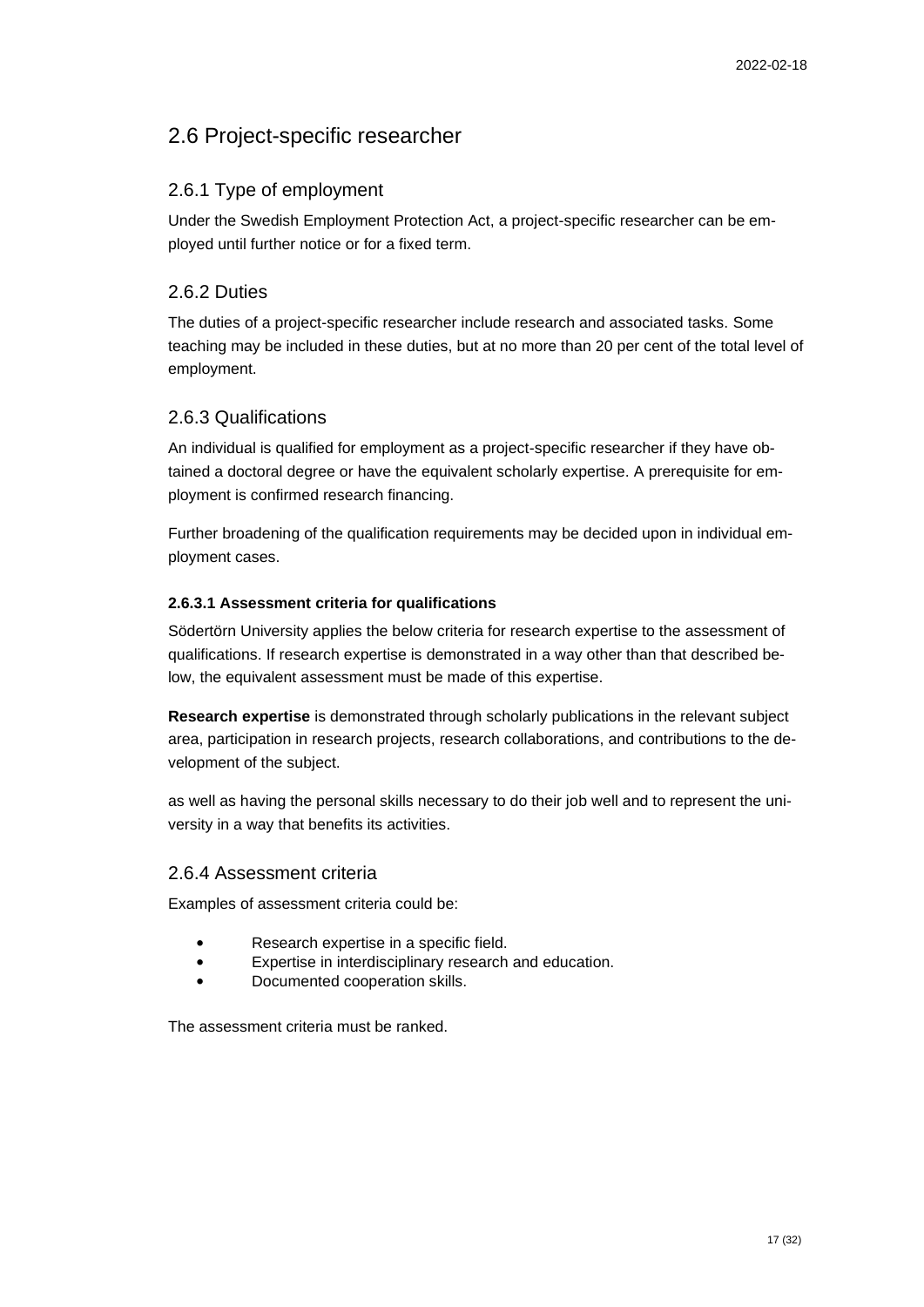## 2.6 Project-specific researcher

### 2.6.1 Type of employment

Under the Swedish Employment Protection Act, a project-specific researcher can be employed until further notice or for a fixed term.

### 2.6.2 Duties

The duties of a project-specific researcher include research and associated tasks. Some teaching may be included in these duties, but at no more than 20 per cent of the total level of employment.

### 2.6.3 Qualifications

An individual is qualified for employment as a project-specific researcher if they have obtained a doctoral degree or have the equivalent scholarly expertise. A prerequisite for employment is confirmed research financing.

Further broadening of the qualification requirements may be decided upon in individual employment cases.

#### 2.6.3.1 Assessment criteria for qualifications

Södertörn University applies the below criteria for research expertise to the assessment of qualifications. If research expertise is demonstrated in a way other than that described below, the equivalent assessment must be made of this expertise.

**Research expertise** is demonstrated through scholarly publications in the relevant subject area, participation in research projects, research collaborations, and contributions to the development of the subject.

as well as having the personal skills necessary to do their job well and to represent the university in a way that benefits its activities.

### 2.6.4 Assessment criteria

Examples of assessment criteria could be:

- Research expertise in a specific field.
- Expertise in interdisciplinary research and education.
- Documented cooperation skills.

The assessment criteria must be ranked.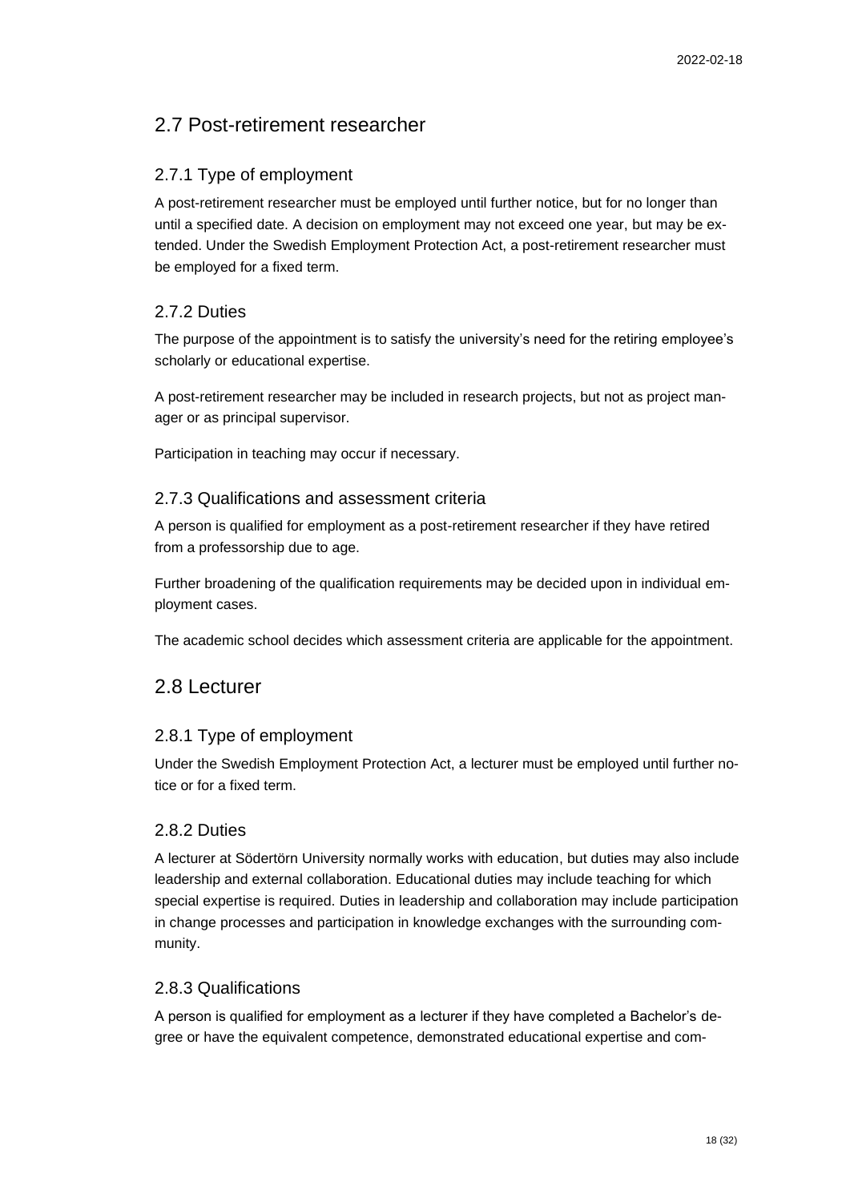## 2.7 Post-retirement researcher

### 2.7.1 Type of employment

A post-retirement researcher must be employed until further notice, but for no longer than until a specified date. A decision on employment may not exceed one year, but may be extended. Under the Swedish Employment Protection Act, a post-retirement researcher must be employed for a fixed term.

### 2.7.2 Duties

The purpose of the appointment is to satisfy the university's need for the retiring employee's scholarly or educational expertise.

A post-retirement researcher may be included in research projects, but not as project manager or as principal supervisor.

Participation in teaching may occur if necessary.

### 2.7.3 Qualifications and assessment criteria

A person is qualified for employment as a post-retirement researcher if they have retired from a professorship due to age.

Further broadening of the qualification requirements may be decided upon in individual employment cases.

The academic school decides which assessment criteria are applicable for the appointment.

## 2.8 Lecturer

### 2.8.1 Type of employment

Under the Swedish Employment Protection Act, a lecturer must be employed until further notice or for a fixed term.

### 2.8.2 Duties

A lecturer at Södertörn University normally works with education, but duties may also include leadership and external collaboration. Educational duties may include teaching for which special expertise is required. Duties in leadership and collaboration may include participation in change processes and participation in knowledge exchanges with the surrounding community.

### 2.8.3 Qualifications

A person is qualified for employment as a lecturer if they have completed a Bachelor's degree or have the equivalent competence, demonstrated educational expertise and com-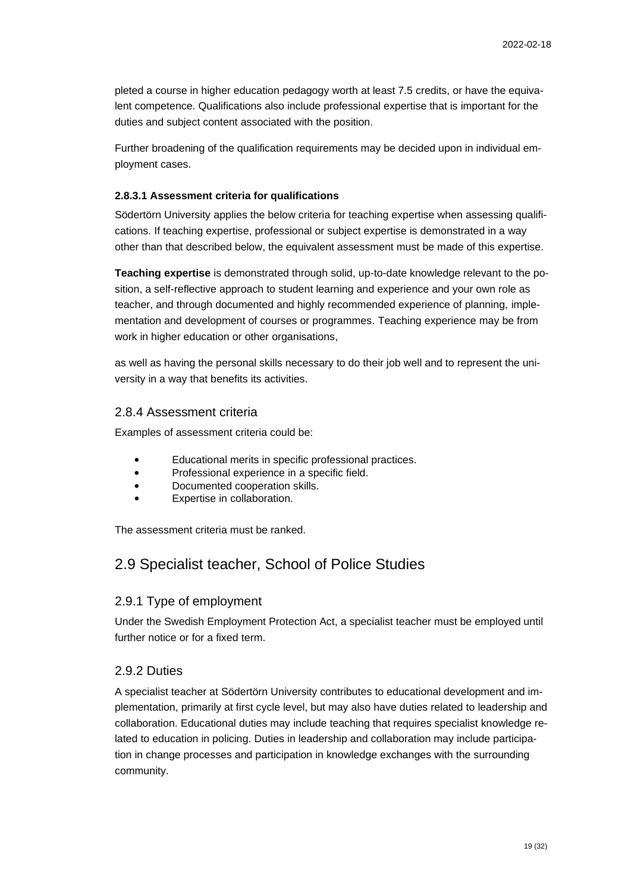pleted a course in higher education pedagogy worth at least 7.5 credits, or have the equivalent competence. Qualifications also include professional expertise that is important for the duties and subject content associated with the position.

Further broadening of the qualification requirements may be decided upon in individual employment cases.

#### 2.8.3.1 Assessment criteria for qualifications

Södertörn University applies the below criteria for teaching expertise when assessing qualifications. If teaching expertise, professional or subject expertise is demonstrated in a way other than that described below, the equivalent assessment must be made of this expertise.

**Teaching expertise** is demonstrated through solid, up-to-date knowledge relevant to the position, a self-reflective approach to student learning and experience and your own role as teacher, and through documented and highly recommended experience of planning, implementation and development of courses or programmes. Teaching experience may be from work in higher education or other organisations,

as well as having the personal skills necessary to do their job well and to represent the university in a way that benefits its activities.

### 2.8.4 Assessment criteria

Examples of assessment criteria could be:

- Educational merits in specific professional practices.
- Professional experience in a specific field.
- Documented cooperation skills.
- Expertise in collaboration.

The assessment criteria must be ranked.

## 2.9 Specialist teacher, School of Police Studies

### 2.9.1 Type of employment

Under the Swedish Employment Protection Act, a specialist teacher must be employed until further notice or for a fixed term.

### 2.9.2 Duties

A specialist teacher at Södertörn University contributes to educational development and implementation, primarily at first cycle level, but may also have duties related to leadership and collaboration. Educational duties may include teaching that requires specialist knowledge related to education in policing. Duties in leadership and collaboration may include participation in change processes and participation in knowledge exchanges with the surrounding community.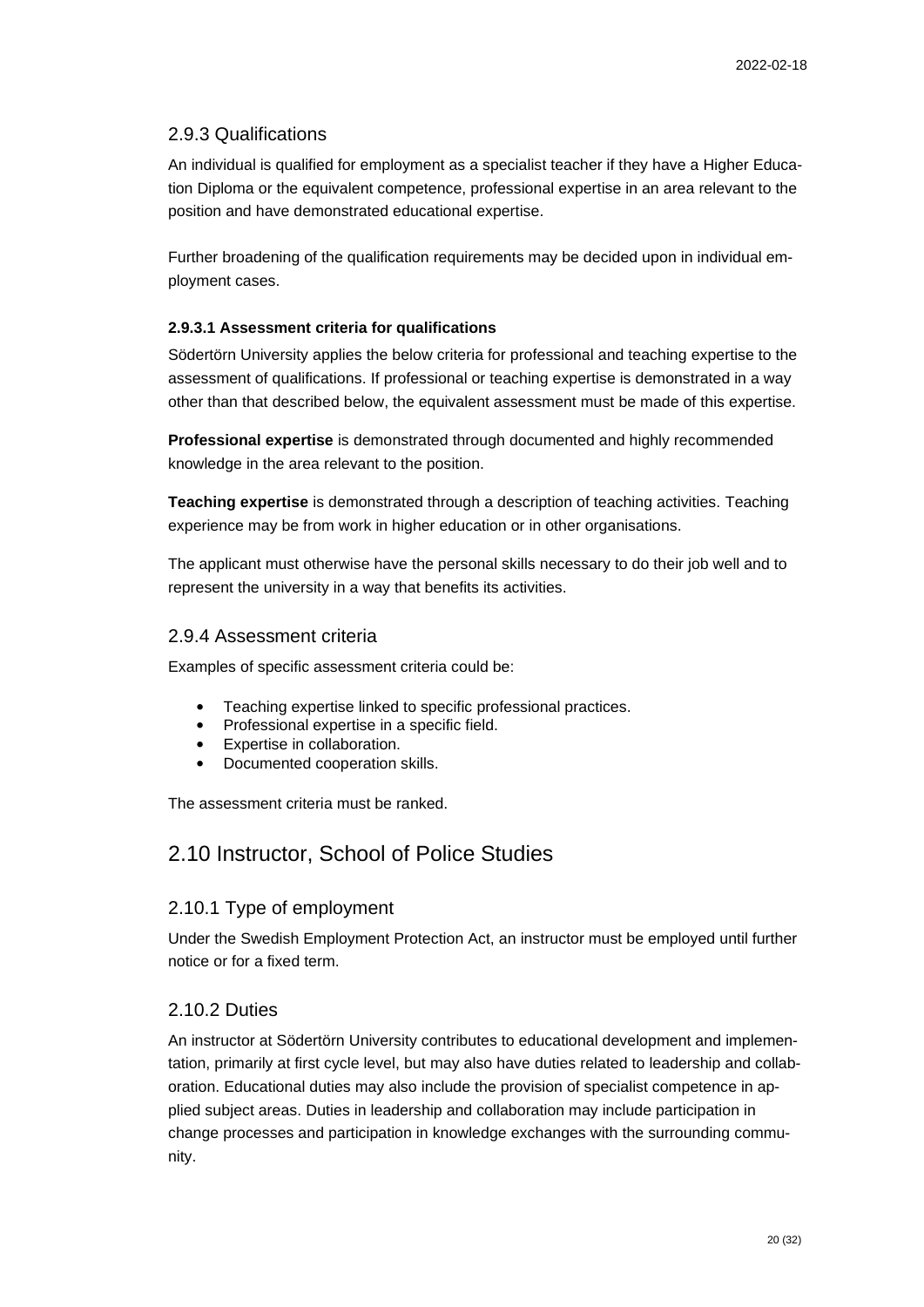### 2.9.3 Qualifications

An individual is qualified for employment as a specialist teacher if they have a Higher Education Diploma or the equivalent competence, professional expertise in an area relevant to the position and have demonstrated educational expertise.

Further broadening of the qualification requirements may be decided upon in individual employment cases.

#### 2.9.3.1 Assessment criteria for qualifications

Södertörn University applies the below criteria for professional and teaching expertise to the assessment of qualifications. If professional or teaching expertise is demonstrated in a way other than that described below, the equivalent assessment must be made of this expertise.

**Professional expertise** is demonstrated through documented and highly recommended knowledge in the area relevant to the position.

**Teaching expertise** is demonstrated through a description of teaching activities. Teaching experience may be from work in higher education or in other organisations.

The applicant must otherwise have the personal skills necessary to do their job well and to represent the university in a way that benefits its activities.

### 2.9.4 Assessment criteria

Examples of specific assessment criteria could be:

- Teaching expertise linked to specific professional practices.
- Professional expertise in a specific field.
- Expertise in collaboration.
- Documented cooperation skills.

The assessment criteria must be ranked.

## 2.10 Instructor, School of Police Studies

### 2.10.1 Type of employment

Under the Swedish Employment Protection Act, an instructor must be employed until further notice or for a fixed term.

### 2.10.2 Duties

An instructor at Södertörn University contributes to educational development and implementation, primarily at first cycle level, but may also have duties related to leadership and collaboration. Educational duties may also include the provision of specialist competence in applied subject areas. Duties in leadership and collaboration may include participation in change processes and participation in knowledge exchanges with the surrounding community.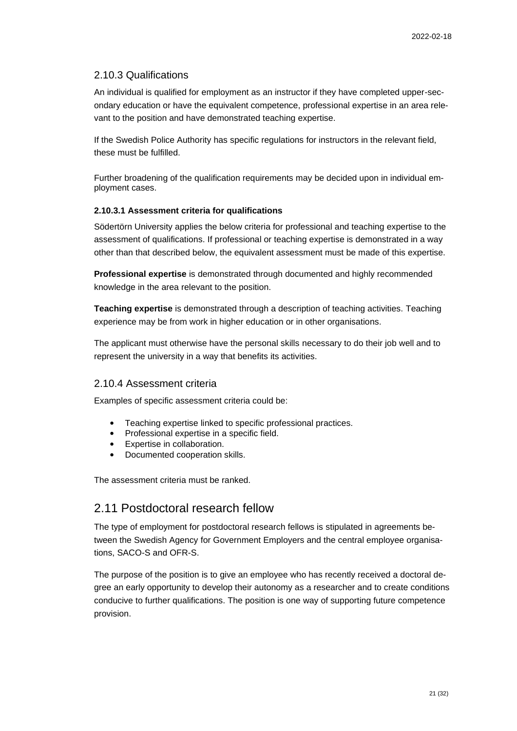### 2.10.3 Qualifications

An individual is qualified for employment as an instructor if they have completed upper-secondary education or have the equivalent competence, professional expertise in an area relevant to the position and have demonstrated teaching expertise.

If the Swedish Police Authority has specific regulations for instructors in the relevant field, these must be fulfilled.

Further broadening of the qualification requirements may be decided upon in individual employment cases.

#### 2.10.3.1 Assessment criteria for qualifications

Södertörn University applies the below criteria for professional and teaching expertise to the assessment of qualifications. If professional or teaching expertise is demonstrated in a way other than that described below, the equivalent assessment must be made of this expertise.

**Professional expertise** is demonstrated through documented and highly recommended knowledge in the area relevant to the position.

**Teaching expertise** is demonstrated through a description of teaching activities. Teaching experience may be from work in higher education or in other organisations.

The applicant must otherwise have the personal skills necessary to do their job well and to represent the university in a way that benefits its activities.

### 2.10.4 Assessment criteria

Examples of specific assessment criteria could be:

- Teaching expertise linked to specific professional practices.
- Professional expertise in a specific field.
- Expertise in collaboration.
- Documented cooperation skills.

The assessment criteria must be ranked.

## 2.11 Postdoctoral research fellow

The type of employment for postdoctoral research fellows is stipulated in agreements between the Swedish Agency for Government Employers and the central employee organisations, SACO-S and OFR-S.

The purpose of the position is to give an employee who has recently received a doctoral degree an early opportunity to develop their autonomy as a researcher and to create conditions conducive to further qualifications. The position is one way of supporting future competence provision.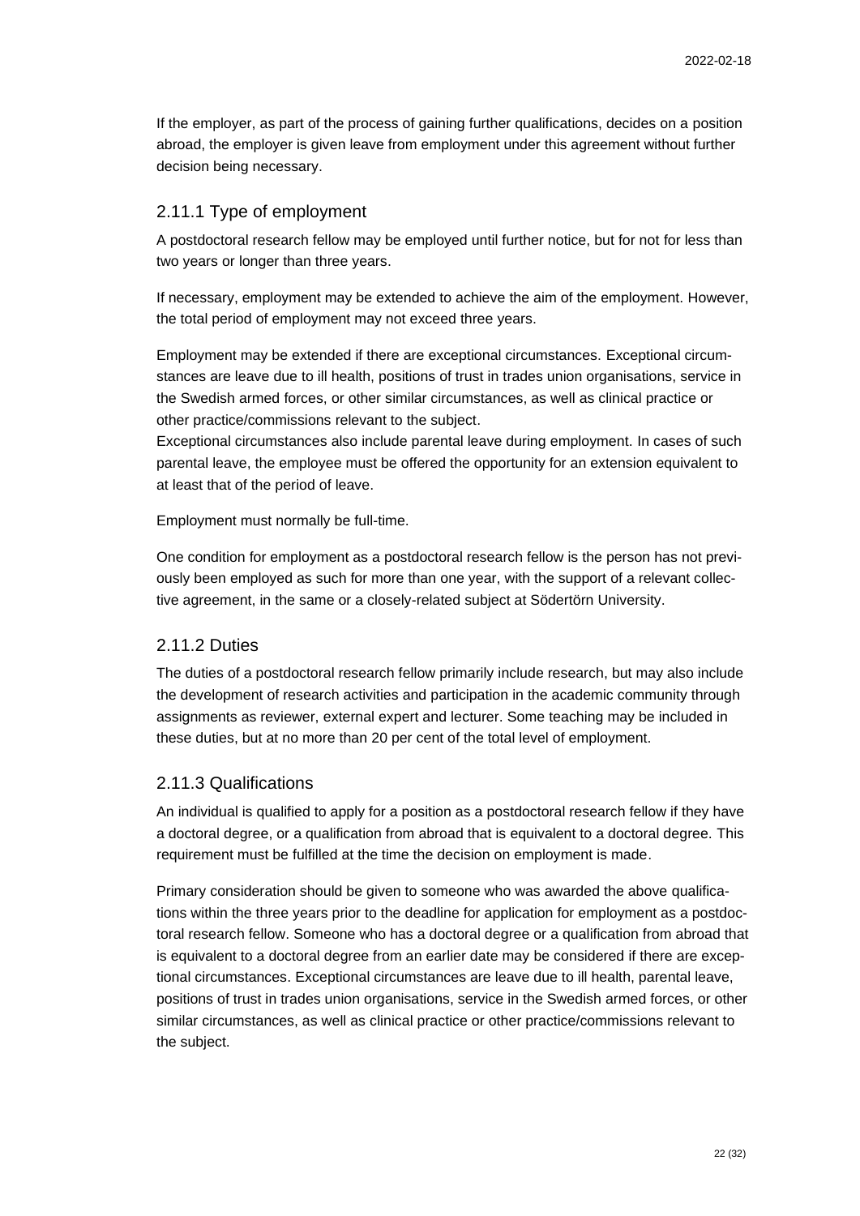If the employer, as part of the process of gaining further qualifications, decides on a position abroad, the employer is given leave from employment under this agreement without further decision being necessary.

### 2.11.1 Type of employment

A postdoctoral research fellow may be employed until further notice, but for not for less than two years or longer than three years.

If necessary, employment may be extended to achieve the aim of the employment. However, the total period of employment may not exceed three years.

Employment may be extended if there are exceptional circumstances. Exceptional circumstances are leave due to ill health, positions of trust in trades union organisations, service in the Swedish armed forces, or other similar circumstances, as well as clinical practice or other practice/commissions relevant to the subject.
Exceptional circumstances also include parental leave during employment. In cases of such parental leave, the employee must be offered the opportunity for an extension equivalent to at least that of the period of leave.

Employment must normally be full-time.

One condition for employment as a postdoctoral research fellow is the person has not previously been employed as such for more than one year, with the support of a relevant collective agreement, in the same or a closely-related subject at Södertörn University.

### 2.11.2 Duties

The duties of a postdoctoral research fellow primarily include research, but may also include the development of research activities and participation in the academic community through assignments as reviewer, external expert and lecturer. Some teaching may be included in these duties, but at no more than 20 per cent of the total level of employment.

### 2.11.3 Qualifications

An individual is qualified to apply for a position as a postdoctoral research fellow if they have a doctoral degree, or a qualification from abroad that is equivalent to a doctoral degree. This requirement must be fulfilled at the time the decision on employment is made.

Primary consideration should be given to someone who was awarded the above qualifications within the three years prior to the deadline for application for employment as a postdoctoral research fellow. Someone who has a doctoral degree or a qualification from abroad that is equivalent to a doctoral degree from an earlier date may be considered if there are exceptional circumstances. Exceptional circumstances are leave due to ill health, parental leave, positions of trust in trades union organisations, service in the Swedish armed forces, or other similar circumstances, as well as clinical practice or other practice/commissions relevant to the subject.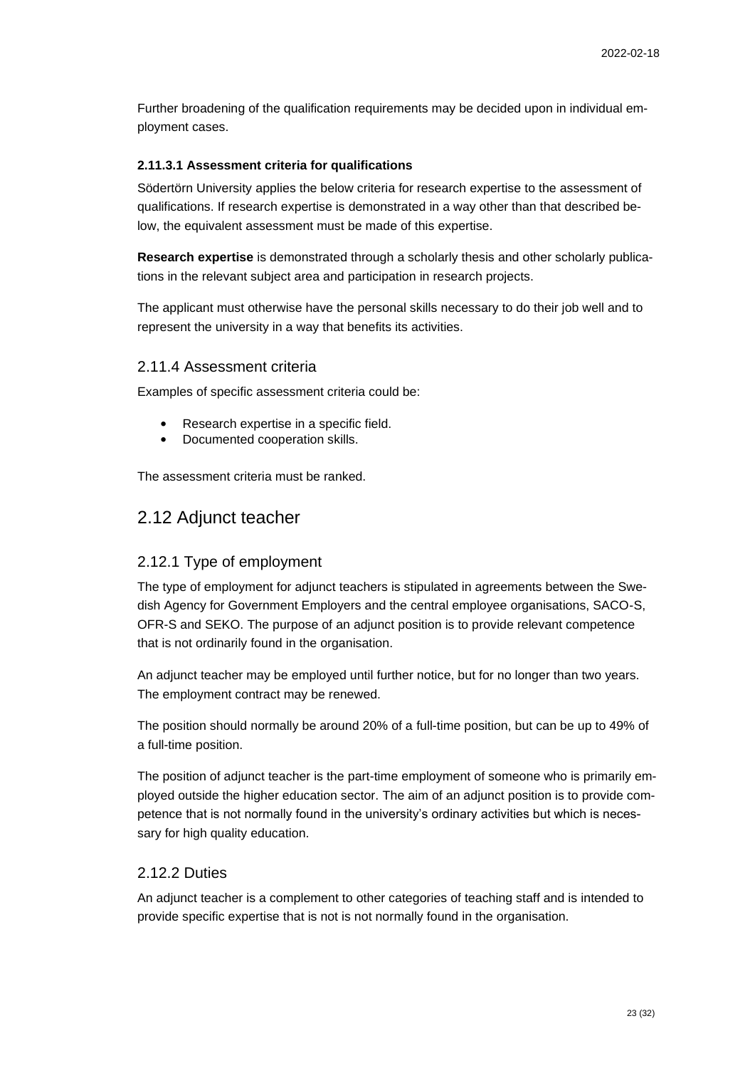Further broadening of the qualification requirements may be decided upon in individual employment cases.

#### 2.11.3.1 Assessment criteria for qualifications

Södertörn University applies the below criteria for research expertise to the assessment of qualifications. If research expertise is demonstrated in a way other than that described below, the equivalent assessment must be made of this expertise.

**Research expertise** is demonstrated through a scholarly thesis and other scholarly publications in the relevant subject area and participation in research projects.

The applicant must otherwise have the personal skills necessary to do their job well and to represent the university in a way that benefits its activities.

### 2.11.4 Assessment criteria

Examples of specific assessment criteria could be:

- Research expertise in a specific field.
- Documented cooperation skills.

The assessment criteria must be ranked.

## 2.12 Adjunct teacher

### 2.12.1 Type of employment

The type of employment for adjunct teachers is stipulated in agreements between the Swedish Agency for Government Employers and the central employee organisations, SACO-S, OFR-S and SEKO. The purpose of an adjunct position is to provide relevant competence that is not ordinarily found in the organisation.

An adjunct teacher may be employed until further notice, but for no longer than two years. The employment contract may be renewed.

The position should normally be around 20% of a full-time position, but can be up to 49% of a full-time position.

The position of adjunct teacher is the part-time employment of someone who is primarily employed outside the higher education sector. The aim of an adjunct position is to provide competence that is not normally found in the university's ordinary activities but which is necessary for high quality education.

### 2.12.2 Duties

An adjunct teacher is a complement to other categories of teaching staff and is intended to provide specific expertise that is not is not normally found in the organisation.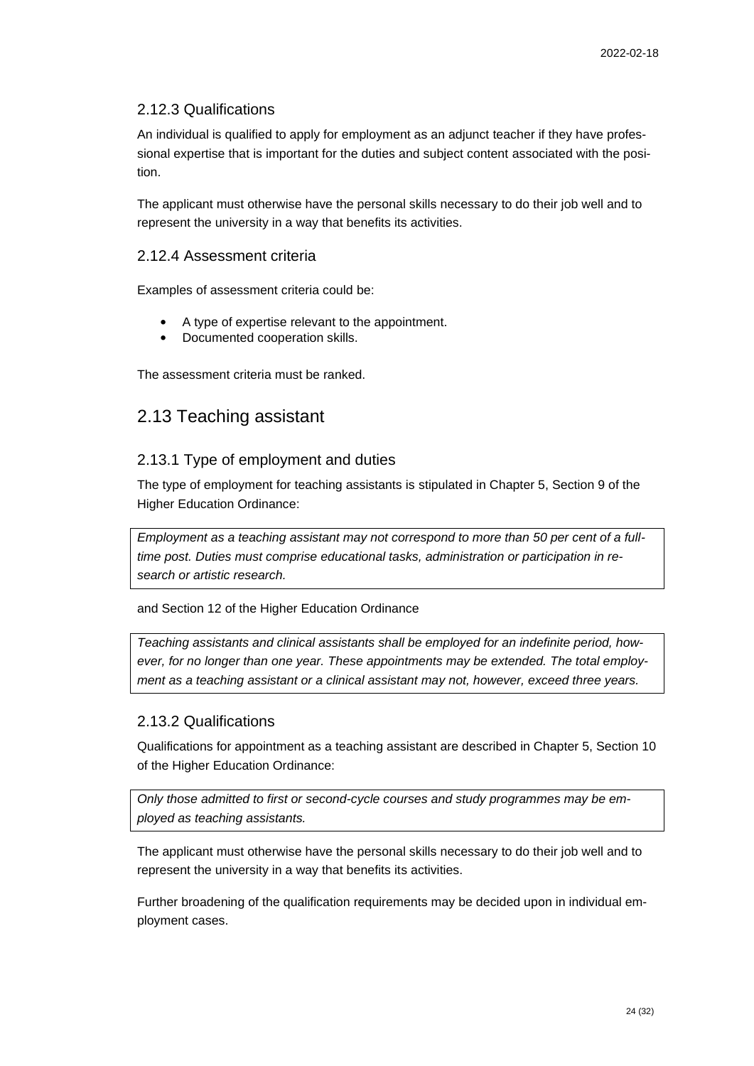### 2.12.3 Qualifications

An individual is qualified to apply for employment as an adjunct teacher if they have professional expertise that is important for the duties and subject content associated with the position.

The applicant must otherwise have the personal skills necessary to do their job well and to represent the university in a way that benefits its activities.

### 2.12.4 Assessment criteria

Examples of assessment criteria could be:

- A type of expertise relevant to the appointment.
- Documented cooperation skills.

The assessment criteria must be ranked.

## 2.13 Teaching assistant

### 2.13.1 Type of employment and duties

The type of employment for teaching assistants is stipulated in Chapter 5, Section 9 of the Higher Education Ordinance:

> *Employment as a teaching assistant may not correspond to more than 50 per cent of a full-time post. Duties must comprise educational tasks, administration or participation in research or artistic research.*

and Section 12 of the Higher Education Ordinance

> *Teaching assistants and clinical assistants shall be employed for an indefinite period, however, for no longer than one year. These appointments may be extended. The total employment as a teaching assistant or a clinical assistant may not, however, exceed three years.*

### 2.13.2 Qualifications

Qualifications for appointment as a teaching assistant are described in Chapter 5, Section 10 of the Higher Education Ordinance:

> *Only those admitted to first or second-cycle courses and study programmes may be employed as teaching assistants.*

The applicant must otherwise have the personal skills necessary to do their job well and to represent the university in a way that benefits its activities.

Further broadening of the qualification requirements may be decided upon in individual employment cases.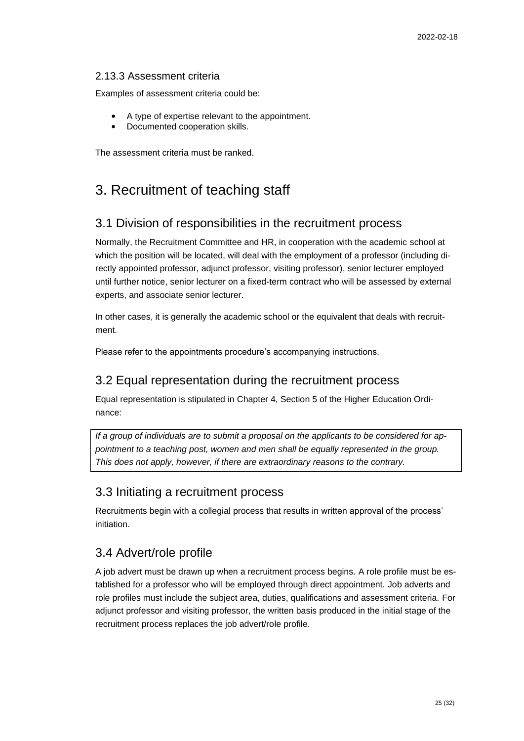### 2.13.3 Assessment criteria

Examples of assessment criteria could be:

- A type of expertise relevant to the appointment.
- Documented cooperation skills.

The assessment criteria must be ranked.

# 3. Recruitment of teaching staff

## 3.1 Division of responsibilities in the recruitment process

Normally, the Recruitment Committee and HR, in cooperation with the academic school at which the position will be located, will deal with the employment of a professor (including directly appointed professor, adjunct professor, visiting professor), senior lecturer employed until further notice, senior lecturer on a fixed-term contract who will be assessed by external experts, and associate senior lecturer.

In other cases, it is generally the academic school or the equivalent that deals with recruitment.

Please refer to the appointments procedure's accompanying instructions.

## 3.2 Equal representation during the recruitment process

Equal representation is stipulated in Chapter 4, Section 5 of the Higher Education Ordinance:

> *If a group of individuals are to submit a proposal on the applicants to be considered for appointment to a teaching post, women and men shall be equally represented in the group. This does not apply, however, if there are extraordinary reasons to the contrary.*

## 3.3 Initiating a recruitment process

Recruitments begin with a collegial process that results in written approval of the process' initiation.

## 3.4 Advert/role profile

A job advert must be drawn up when a recruitment process begins. A role profile must be established for a professor who will be employed through direct appointment. Job adverts and role profiles must include the subject area, duties, qualifications and assessment criteria. For adjunct professor and visiting professor, the written basis produced in the initial stage of the recruitment process replaces the job advert/role profile.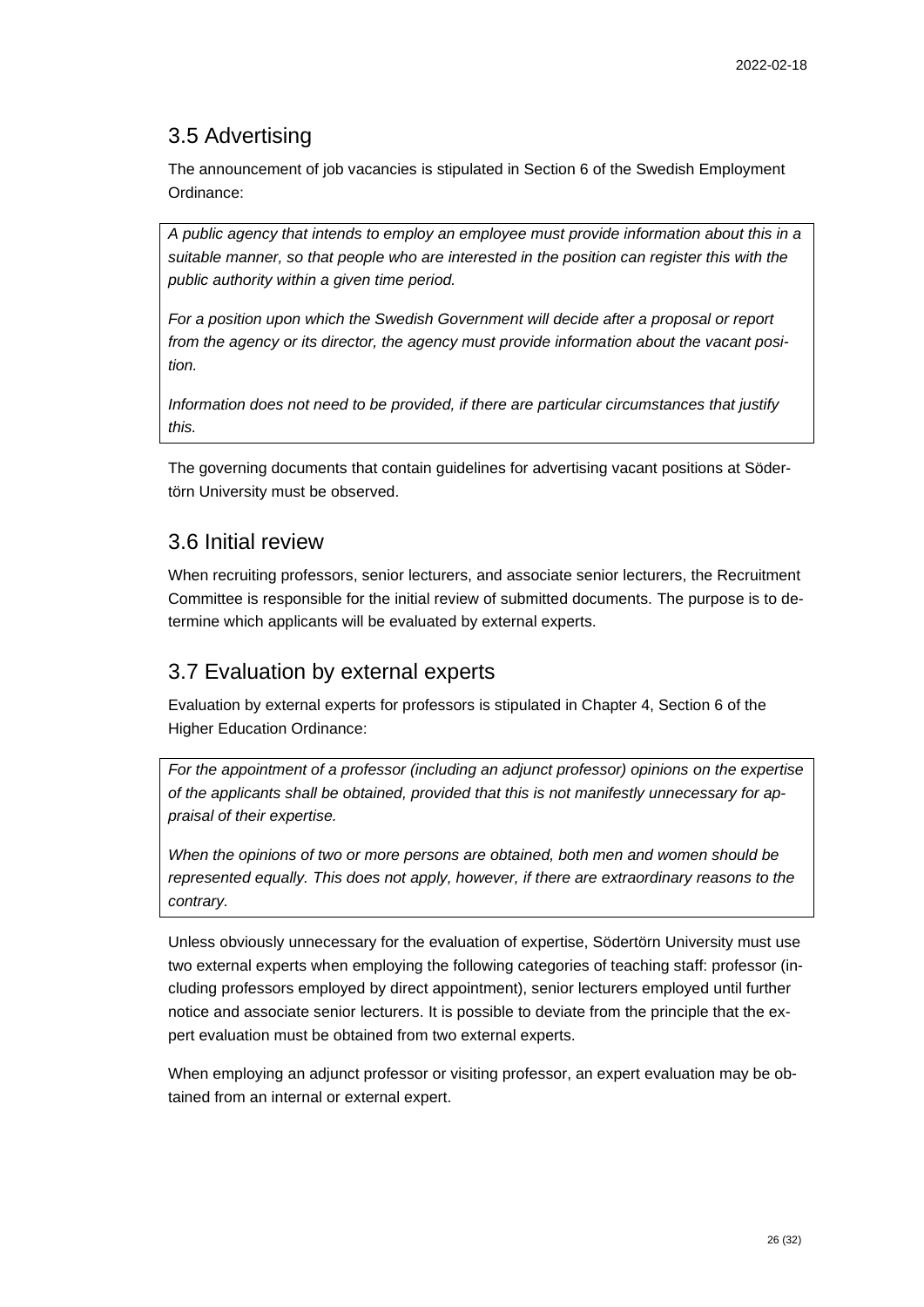## 3.5 Advertising

The announcement of job vacancies is stipulated in Section 6 of the Swedish Employment Ordinance:

> *A public agency that intends to employ an employee must provide information about this in a suitable manner, so that people who are interested in the position can register this with the public authority within a given time period.*
>
> *For a position upon which the Swedish Government will decide after a proposal or report from the agency or its director, the agency must provide information about the vacant position.*
>
> *Information does not need to be provided, if there are particular circumstances that justify this.*

The governing documents that contain guidelines for advertising vacant positions at Södertörn University must be observed.

## 3.6 Initial review

When recruiting professors, senior lecturers, and associate senior lecturers, the Recruitment Committee is responsible for the initial review of submitted documents. The purpose is to determine which applicants will be evaluated by external experts.

## 3.7 Evaluation by external experts

Evaluation by external experts for professors is stipulated in Chapter 4, Section 6 of the Higher Education Ordinance:

> *For the appointment of a professor (including an adjunct professor) opinions on the expertise of the applicants shall be obtained, provided that this is not manifestly unnecessary for appraisal of their expertise.*
>
> *When the opinions of two or more persons are obtained, both men and women should be represented equally. This does not apply, however, if there are extraordinary reasons to the contrary.*

Unless obviously unnecessary for the evaluation of expertise, Södertörn University must use two external experts when employing the following categories of teaching staff: professor (including professors employed by direct appointment), senior lecturers employed until further notice and associate senior lecturers. It is possible to deviate from the principle that the expert evaluation must be obtained from two external experts.

When employing an adjunct professor or visiting professor, an expert evaluation may be obtained from an internal or external expert.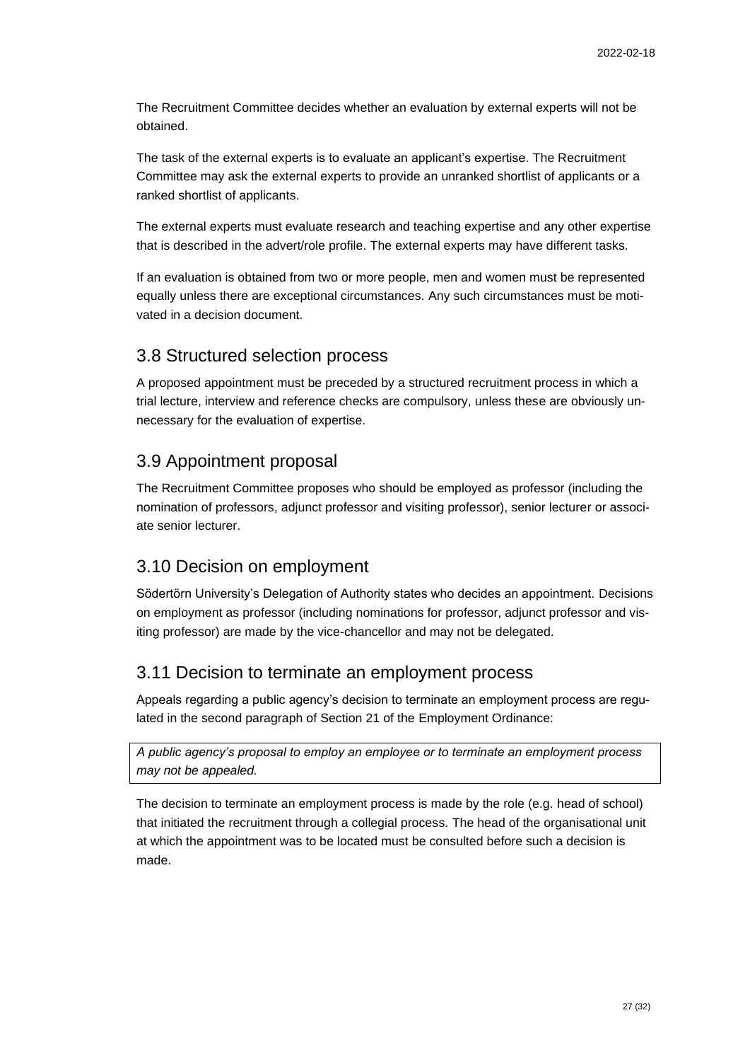The Recruitment Committee decides whether an evaluation by external experts will not be obtained.

The task of the external experts is to evaluate an applicant's expertise. The Recruitment Committee may ask the external experts to provide an unranked shortlist of applicants or a ranked shortlist of applicants.

The external experts must evaluate research and teaching expertise and any other expertise that is described in the advert/role profile. The external experts may have different tasks.

If an evaluation is obtained from two or more people, men and women must be represented equally unless there are exceptional circumstances. Any such circumstances must be motivated in a decision document.

## 3.8 Structured selection process

A proposed appointment must be preceded by a structured recruitment process in which a trial lecture, interview and reference checks are compulsory, unless these are obviously unnecessary for the evaluation of expertise.

## 3.9 Appointment proposal

The Recruitment Committee proposes who should be employed as professor (including the nomination of professors, adjunct professor and visiting professor), senior lecturer or associate senior lecturer.

## 3.10 Decision on employment

Södertörn University's Delegation of Authority states who decides an appointment. Decisions on employment as professor (including nominations for professor, adjunct professor and visiting professor) are made by the vice-chancellor and may not be delegated.

## 3.11 Decision to terminate an employment process

Appeals regarding a public agency's decision to terminate an employment process are regulated in the second paragraph of Section 21 of the Employment Ordinance:

> *A public agency's proposal to employ an employee or to terminate an employment process may not be appealed.*

The decision to terminate an employment process is made by the role (e.g. head of school) that initiated the recruitment through a collegial process. The head of the organisational unit at which the appointment was to be located must be consulted before such a decision is made.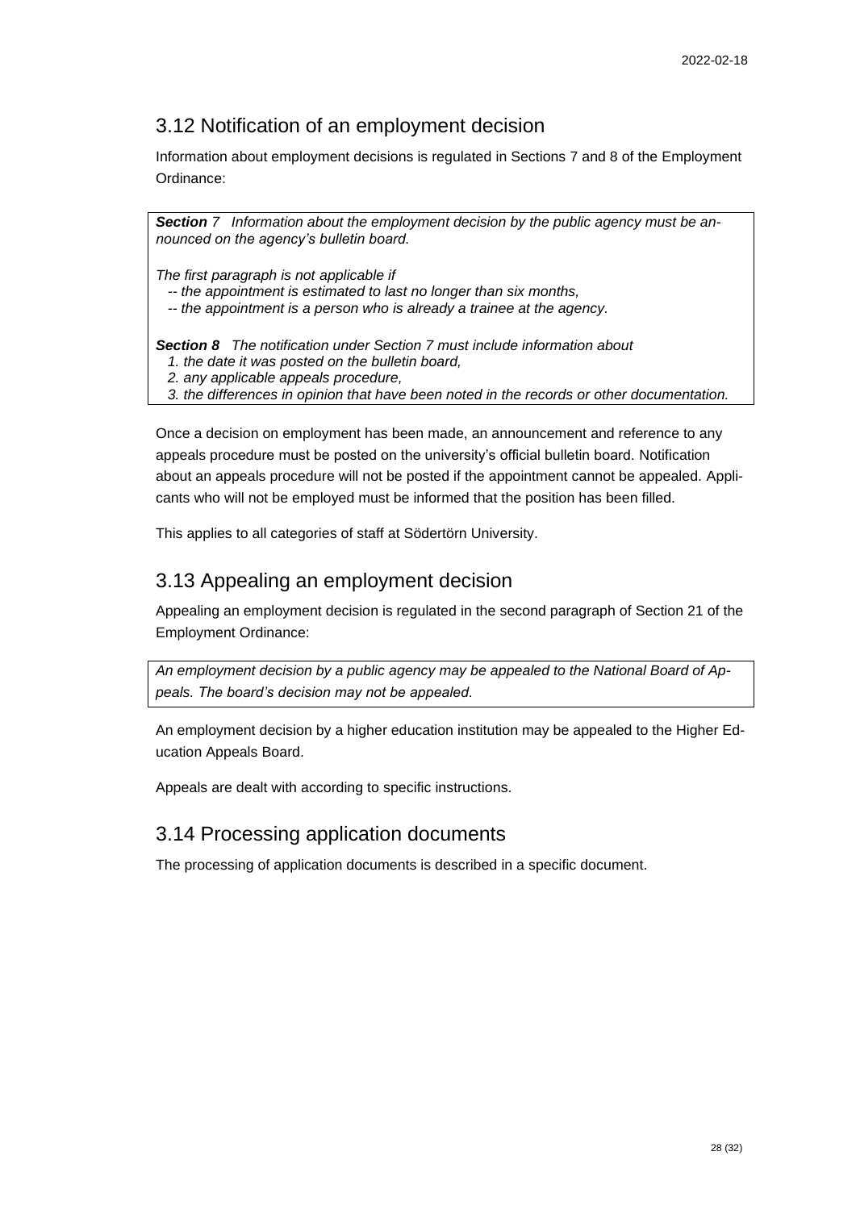## 3.12 Notification of an employment decision

Information about employment decisions is regulated in Sections 7 and 8 of the Employment Ordinance:

> ***Section*** *7 Information about the employment decision by the public agency must be announced on the agency's bulletin board.*
>
> *The first paragraph is not applicable if*
> *-- the appointment is estimated to last no longer than six months,*
> *-- the appointment is a person who is already a trainee at the agency.*
>
> ***Section 8*** *The notification under Section 7 must include information about*
> *1. the date it was posted on the bulletin board,*
> *2. any applicable appeals procedure,*
> *3. the differences in opinion that have been noted in the records or other documentation.*

Once a decision on employment has been made, an announcement and reference to any appeals procedure must be posted on the university's official bulletin board. Notification about an appeals procedure will not be posted if the appointment cannot be appealed. Applicants who will not be employed must be informed that the position has been filled.

This applies to all categories of staff at Södertörn University.

## 3.13 Appealing an employment decision

Appealing an employment decision is regulated in the second paragraph of Section 21 of the Employment Ordinance:

> *An employment decision by a public agency may be appealed to the National Board of Appeals. The board's decision may not be appealed.*

An employment decision by a higher education institution may be appealed to the Higher Education Appeals Board.

Appeals are dealt with according to specific instructions.

## 3.14 Processing application documents

The processing of application documents is described in a specific document.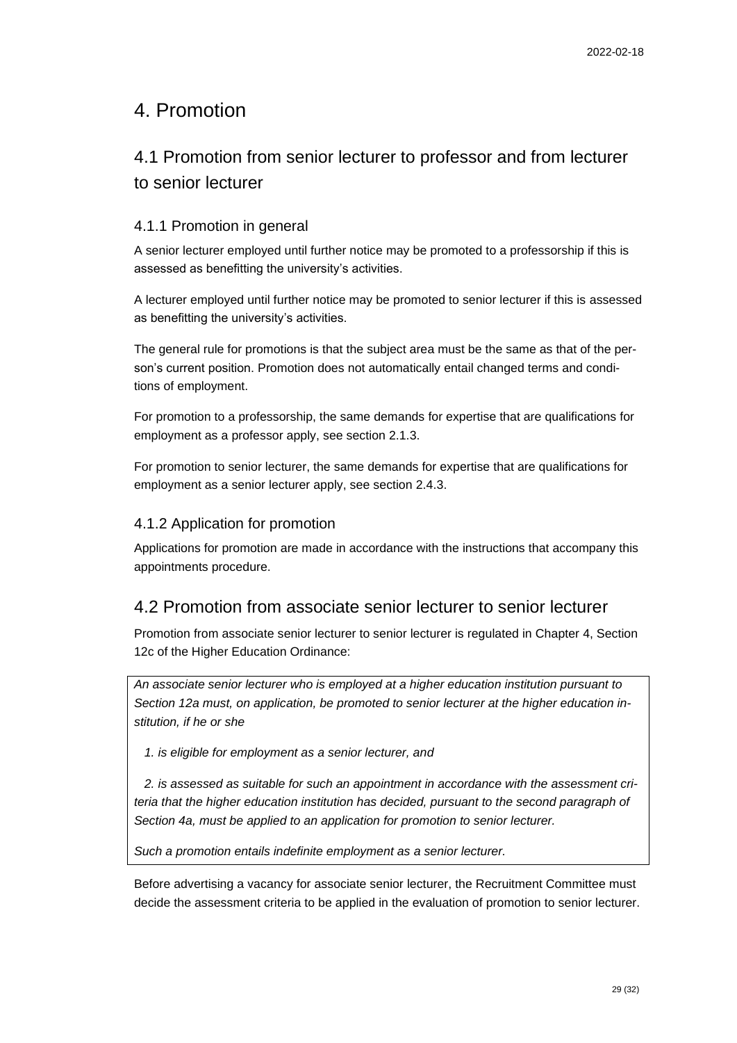# 4. Promotion

## 4.1 Promotion from senior lecturer to professor and from lecturer to senior lecturer

### 4.1.1 Promotion in general

A senior lecturer employed until further notice may be promoted to a professorship if this is assessed as benefitting the university's activities.

A lecturer employed until further notice may be promoted to senior lecturer if this is assessed as benefitting the university's activities.

The general rule for promotions is that the subject area must be the same as that of the person's current position. Promotion does not automatically entail changed terms and conditions of employment.

For promotion to a professorship, the same demands for expertise that are qualifications for employment as a professor apply, see section 2.1.3.

For promotion to senior lecturer, the same demands for expertise that are qualifications for employment as a senior lecturer apply, see section 2.4.3.

### 4.1.2 Application for promotion

Applications for promotion are made in accordance with the instructions that accompany this appointments procedure.

## 4.2 Promotion from associate senior lecturer to senior lecturer

Promotion from associate senior lecturer to senior lecturer is regulated in Chapter 4, Section 12c of the Higher Education Ordinance:

> *An associate senior lecturer who is employed at a higher education institution pursuant to Section 12a must, on application, be promoted to senior lecturer at the higher education institution, if he or she*
>
> *1. is eligible for employment as a senior lecturer, and*
>
> *2. is assessed as suitable for such an appointment in accordance with the assessment criteria that the higher education institution has decided, pursuant to the second paragraph of Section 4a, must be applied to an application for promotion to senior lecturer.*
>
> *Such a promotion entails indefinite employment as a senior lecturer.*

Before advertising a vacancy for associate senior lecturer, the Recruitment Committee must decide the assessment criteria to be applied in the evaluation of promotion to senior lecturer.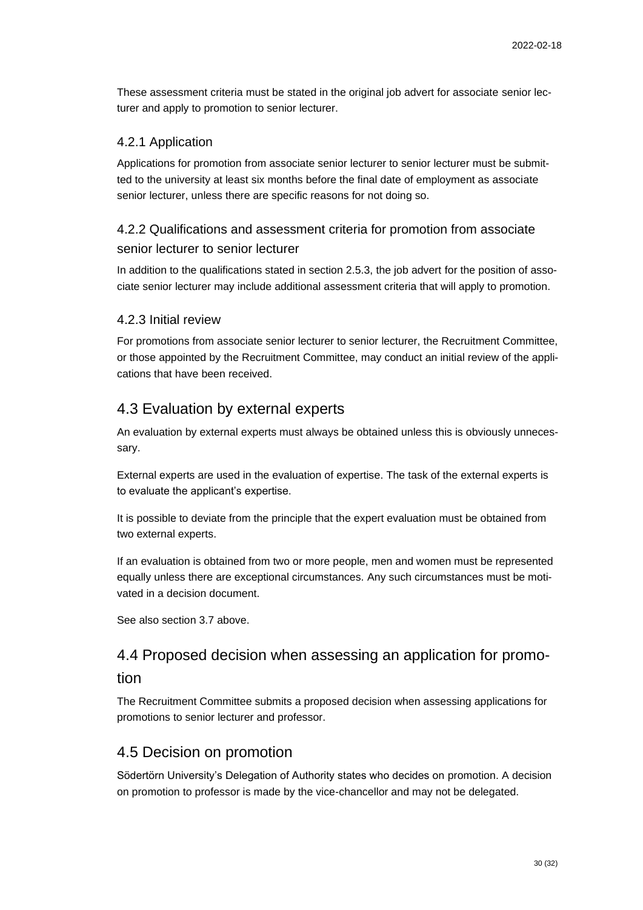These assessment criteria must be stated in the original job advert for associate senior lecturer and apply to promotion to senior lecturer.

### 4.2.1 Application

Applications for promotion from associate senior lecturer to senior lecturer must be submitted to the university at least six months before the final date of employment as associate senior lecturer, unless there are specific reasons for not doing so.

### 4.2.2 Qualifications and assessment criteria for promotion from associate senior lecturer to senior lecturer

In addition to the qualifications stated in section 2.5.3, the job advert for the position of associate senior lecturer may include additional assessment criteria that will apply to promotion.

### 4.2.3 Initial review

For promotions from associate senior lecturer to senior lecturer, the Recruitment Committee, or those appointed by the Recruitment Committee, may conduct an initial review of the applications that have been received.

## 4.3 Evaluation by external experts

An evaluation by external experts must always be obtained unless this is obviously unnecessary.

External experts are used in the evaluation of expertise. The task of the external experts is to evaluate the applicant's expertise.

It is possible to deviate from the principle that the expert evaluation must be obtained from two external experts.

If an evaluation is obtained from two or more people, men and women must be represented equally unless there are exceptional circumstances. Any such circumstances must be motivated in a decision document.

See also section 3.7 above.

## 4.4 Proposed decision when assessing an application for promotion

The Recruitment Committee submits a proposed decision when assessing applications for promotions to senior lecturer and professor.

## 4.5 Decision on promotion

Södertörn University's Delegation of Authority states who decides on promotion. A decision on promotion to professor is made by the vice-chancellor and may not be delegated.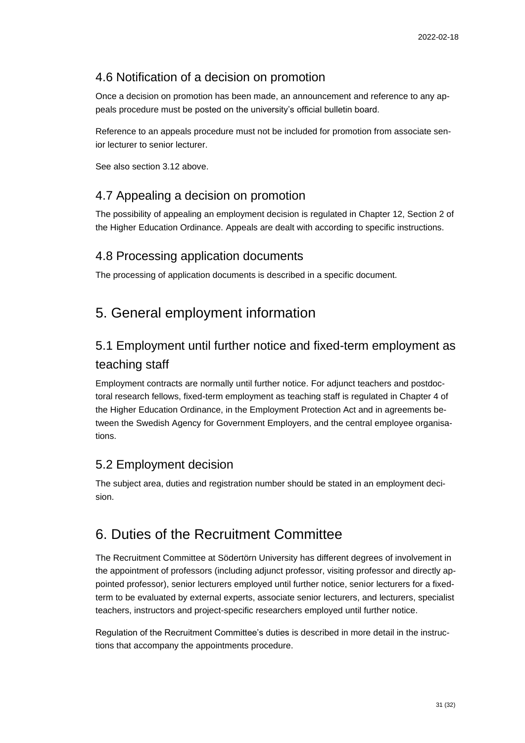## 4.6 Notification of a decision on promotion

Once a decision on promotion has been made, an announcement and reference to any appeals procedure must be posted on the university's official bulletin board.

Reference to an appeals procedure must not be included for promotion from associate senior lecturer to senior lecturer.

See also section 3.12 above.

## 4.7 Appealing a decision on promotion

The possibility of appealing an employment decision is regulated in Chapter 12, Section 2 of the Higher Education Ordinance. Appeals are dealt with according to specific instructions.

## 4.8 Processing application documents

The processing of application documents is described in a specific document.

# 5. General employment information

## 5.1 Employment until further notice and fixed-term employment as teaching staff

Employment contracts are normally until further notice. For adjunct teachers and postdoctoral research fellows, fixed-term employment as teaching staff is regulated in Chapter 4 of the Higher Education Ordinance, in the Employment Protection Act and in agreements between the Swedish Agency for Government Employers, and the central employee organisations.

## 5.2 Employment decision

The subject area, duties and registration number should be stated in an employment decision.

# 6. Duties of the Recruitment Committee

The Recruitment Committee at Södertörn University has different degrees of involvement in the appointment of professors (including adjunct professor, visiting professor and directly appointed professor), senior lecturers employed until further notice, senior lecturers for a fixed-term to be evaluated by external experts, associate senior lecturers, and lecturers, specialist teachers, instructors and project-specific researchers employed until further notice.

Regulation of the Recruitment Committee's duties is described in more detail in the instructions that accompany the appointments procedure.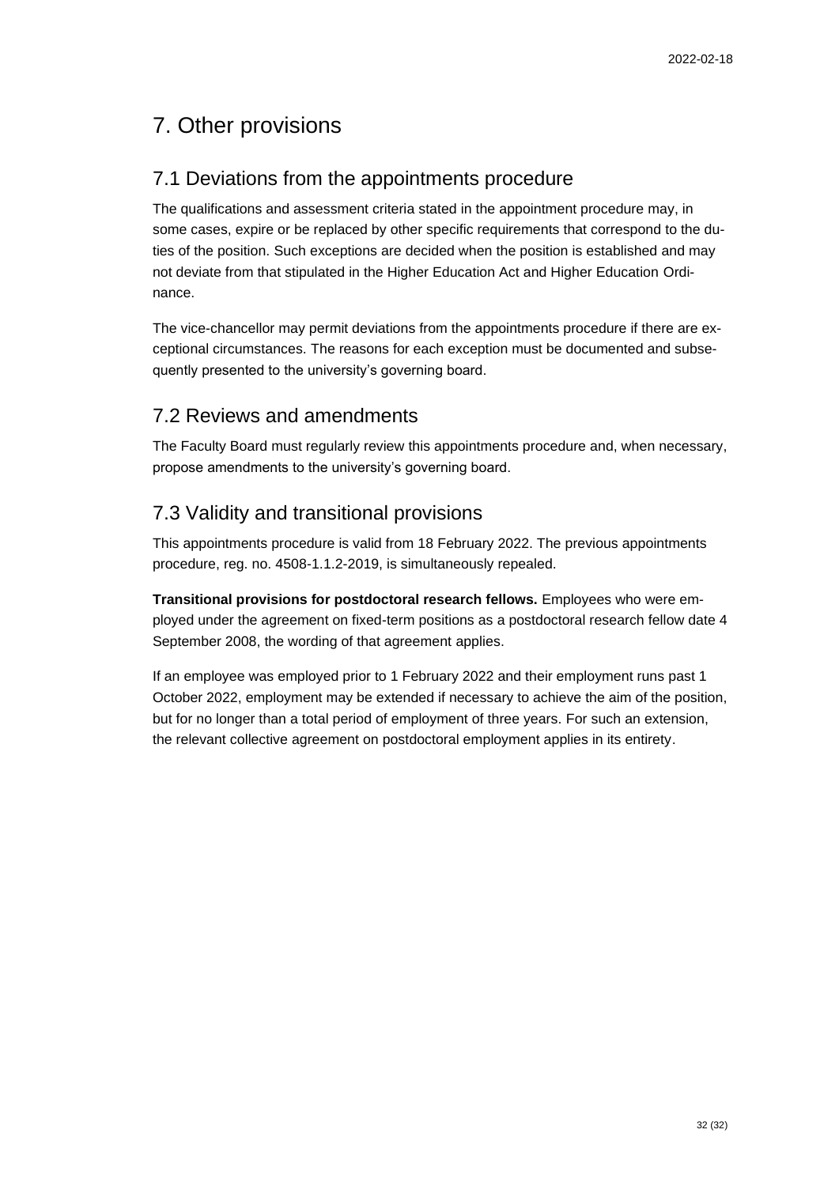# 7. Other provisions

## 7.1 Deviations from the appointments procedure

The qualifications and assessment criteria stated in the appointment procedure may, in some cases, expire or be replaced by other specific requirements that correspond to the duties of the position. Such exceptions are decided when the position is established and may not deviate from that stipulated in the Higher Education Act and Higher Education Ordinance.

The vice-chancellor may permit deviations from the appointments procedure if there are exceptional circumstances. The reasons for each exception must be documented and subsequently presented to the university's governing board.

## 7.2 Reviews and amendments

The Faculty Board must regularly review this appointments procedure and, when necessary, propose amendments to the university's governing board.

## 7.3 Validity and transitional provisions

This appointments procedure is valid from 18 February 2022. The previous appointments procedure, reg. no. 4508-1.1.2-2019, is simultaneously repealed.

**Transitional provisions for postdoctoral research fellows.** Employees who were employed under the agreement on fixed-term positions as a postdoctoral research fellow date 4 September 2008, the wording of that agreement applies.

If an employee was employed prior to 1 February 2022 and their employment runs past 1 October 2022, employment may be extended if necessary to achieve the aim of the position, but for no longer than a total period of employment of three years. For such an extension, the relevant collective agreement on postdoctoral employment applies in its entirety.